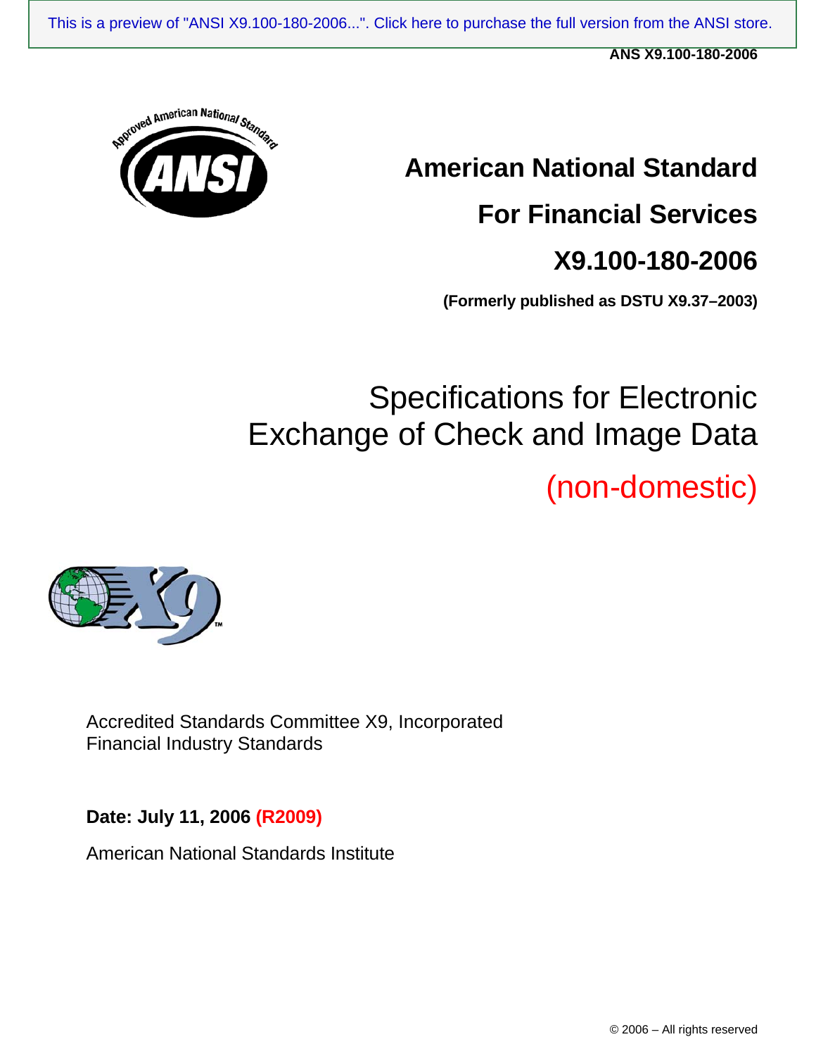This is a preview of "ANSI X9.100-180-2006...". Click here to purchase the full version from the ANSI store.

ANS X9.100-180-2006

# American National Standard

# For Financial Services

# X9.100-180-2006

**(Formerly published as DSTU X9.37–2003)**

## Specifications for Electronic Exchange of Check and Image Data

## (non-domestic)

Accredited Standards Committee X9, Incorporated
Financial Industry Standards

**Date: July 11, 2006 (R2009)**

American National Standards Institute

© 2006 – All rights reserved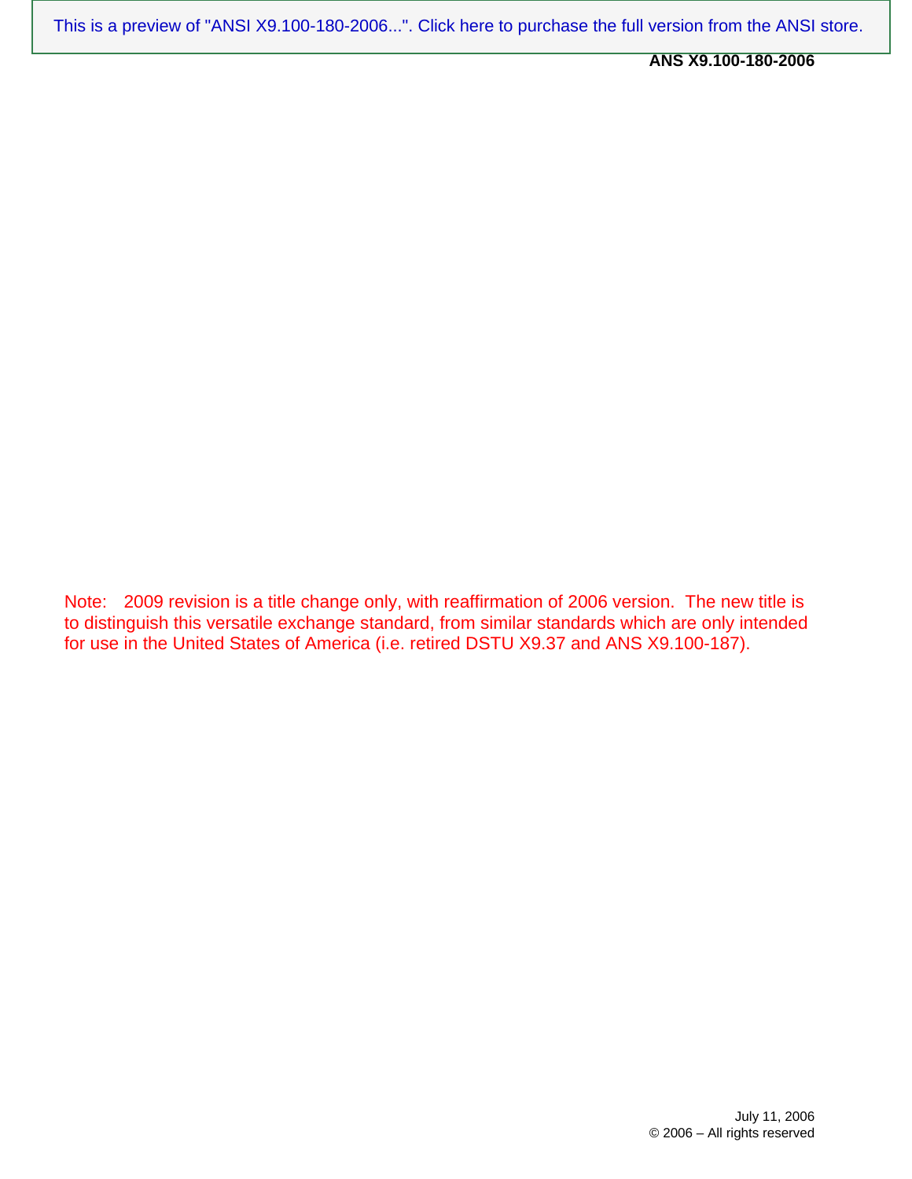ANS X9.100-180-2006

Note: 2009 revision is a title change only, with reaffirmation of 2006 version. The new title is to distinguish this versatile exchange standard, from similar standards which are only intended for use in the United States of America (i.e. retired DSTU X9.37 and ANS X9.100-187).

July 11, 2006
© 2006 – All rights reserved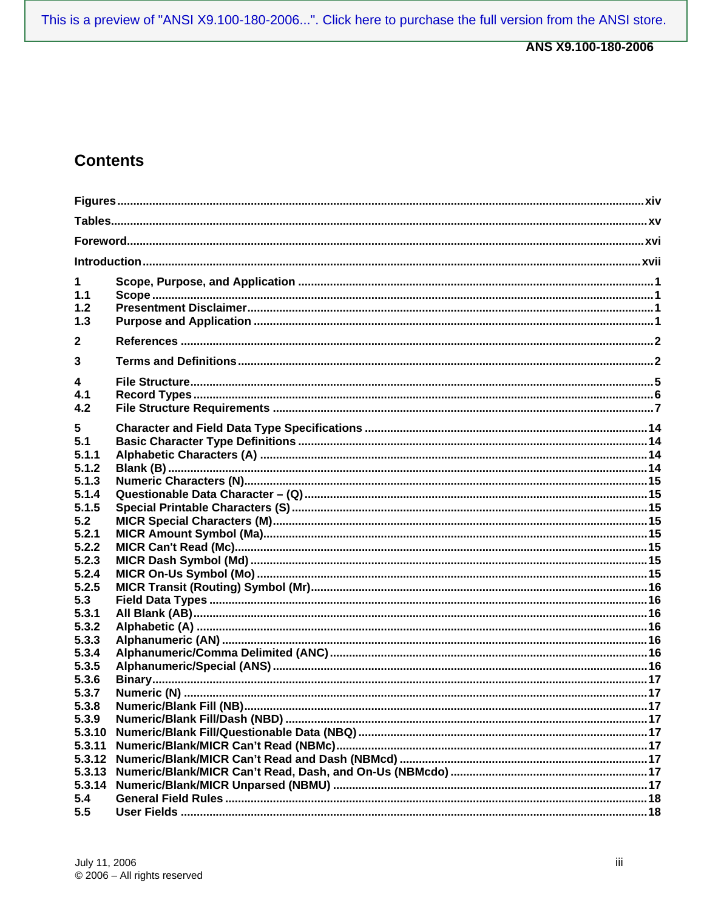## Contents

| | | |
|---|---|---|
| Figures | | xiv |
| Tables | | xv |
| Foreword | | xvi |
| Introduction | | xvii |
| 1 | Scope, Purpose, and Application | 1 |
| 1.1 | Scope | 1 |
| 1.2 | Presentment Disclaimer | 1 |
| 1.3 | Purpose and Application | 1 |
| 2 | References | 2 |
| 3 | Terms and Definitions | 2 |
| 4 | File Structure | 5 |
| 4.1 | Record Types | 6 |
| 4.2 | File Structure Requirements | 7 |
| 5 | Character and Field Data Type Specifications | 14 |
| 5.1 | Basic Character Type Definitions | 14 |
| 5.1.1 | Alphabetic Characters (A) | 14 |
| 5.1.2 | Blank (B) | 14 |
| 5.1.3 | Numeric Characters (N) | 15 |
| 5.1.4 | Questionable Data Character – (Q) | 15 |
| 5.1.5 | Special Printable Characters (S) | 15 |
| 5.2 | MICR Special Characters (M) | 15 |
| 5.2.1 | MICR Amount Symbol (Ma) | 15 |
| 5.2.2 | MICR Can't Read (Mc) | 15 |
| 5.2.3 | MICR Dash Symbol (Md) | 15 |
| 5.2.4 | MICR On-Us Symbol (Mo) | 15 |
| 5.2.5 | MICR Transit (Routing) Symbol (Mr) | 16 |
| 5.3 | Field Data Types | 16 |
| 5.3.1 | All Blank (AB) | 16 |
| 5.3.2 | Alphabetic (A) | 16 |
| 5.3.3 | Alphanumeric (AN) | 16 |
| 5.3.4 | Alphanumeric/Comma Delimited (ANC) | 16 |
| 5.3.5 | Alphanumeric/Special (ANS) | 16 |
| 5.3.6 | Binary | 17 |
| 5.3.7 | Numeric (N) | 17 |
| 5.3.8 | Numeric/Blank Fill (NB) | 17 |
| 5.3.9 | Numeric/Blank Fill/Dash (NBD) | 17 |
| 5.3.10 | Numeric/Blank Fill/Questionable Data (NBQ) | 17 |
| 5.3.11 | Numeric/Blank/MICR Can't Read (NBMc) | 17 |
| 5.3.12 | Numeric/Blank/MICR Can't Read and Dash (NBMcd) | 17 |
| 5.3.13 | Numeric/Blank/MICR Can't Read, Dash, and On-Us (NBMcdo) | 17 |
| 5.3.14 | Numeric/Blank/MICR Unparsed (NBMU) | 17 |
| 5.4 | General Field Rules | 18 |
| 5.5 | User Fields | 18 |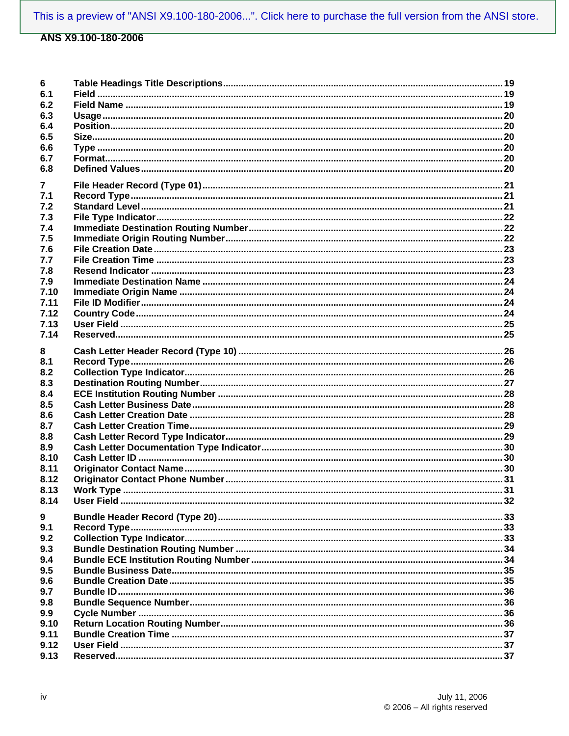| | | |
|---|---|---|
| 6 | Table Headings Title Descriptions | 19 |
| 6.1 | Field | 19 |
| 6.2 | Field Name | 19 |
| 6.3 | Usage | 20 |
| 6.4 | Position | 20 |
| 6.5 | Size | 20 |
| 6.6 | Type | 20 |
| 6.7 | Format | 20 |
| 6.8 | Defined Values | 20 |
| 7 | File Header Record (Type 01) | 21 |
| 7.1 | Record Type | 21 |
| 7.2 | Standard Level | 21 |
| 7.3 | File Type Indicator | 22 |
| 7.4 | Immediate Destination Routing Number | 22 |
| 7.5 | Immediate Origin Routing Number | 22 |
| 7.6 | File Creation Date | 23 |
| 7.7 | File Creation Time | 23 |
| 7.8 | Resend Indicator | 23 |
| 7.9 | Immediate Destination Name | 24 |
| 7.10 | Immediate Origin Name | 24 |
| 7.11 | File ID Modifier | 24 |
| 7.12 | Country Code | 24 |
| 7.13 | User Field | 25 |
| 7.14 | Reserved | 25 |
| 8 | Cash Letter Header Record (Type 10) | 26 |
| 8.1 | Record Type | 26 |
| 8.2 | Collection Type Indicator | 26 |
| 8.3 | Destination Routing Number | 27 |
| 8.4 | ECE Institution Routing Number | 28 |
| 8.5 | Cash Letter Business Date | 28 |
| 8.6 | Cash Letter Creation Date | 28 |
| 8.7 | Cash Letter Creation Time | 29 |
| 8.8 | Cash Letter Record Type Indicator | 29 |
| 8.9 | Cash Letter Documentation Type Indicator | 30 |
| 8.10 | Cash Letter ID | 30 |
| 8.11 | Originator Contact Name | 30 |
| 8.12 | Originator Contact Phone Number | 31 |
| 8.13 | Work Type | 31 |
| 8.14 | User Field | 32 |
| 9 | Bundle Header Record (Type 20) | 33 |
| 9.1 | Record Type | 33 |
| 9.2 | Collection Type Indicator | 33 |
| 9.3 | Bundle Destination Routing Number | 34 |
| 9.4 | Bundle ECE Institution Routing Number | 34 |
| 9.5 | Bundle Business Date | 35 |
| 9.6 | Bundle Creation Date | 35 |
| 9.7 | Bundle ID | 36 |
| 9.8 | Bundle Sequence Number | 36 |
| 9.9 | Cycle Number | 36 |
| 9.10 | Return Location Routing Number | 36 |
| 9.11 | Bundle Creation Time | 37 |
| 9.12 | User Field | 37 |
| 9.13 | Reserved | 37 |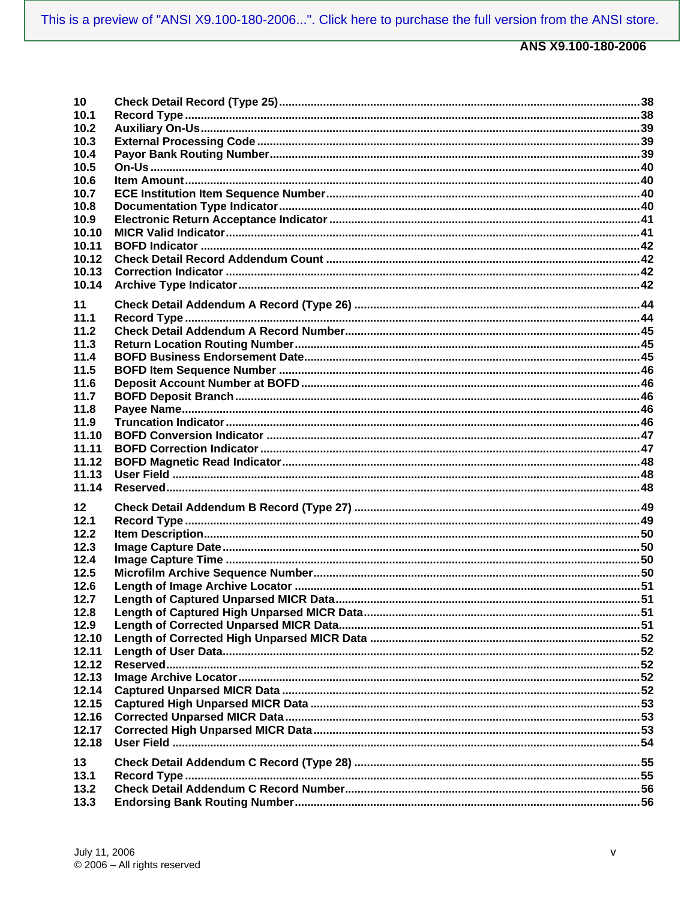| | | |
|---|---|---|
| **10** | **Check Detail Record (Type 25)** | **38** |
| **10.1** | **Record Type** | **38** |
| **10.2** | **Auxiliary On-Us** | **39** |
| **10.3** | **External Processing Code** | **39** |
| **10.4** | **Payor Bank Routing Number** | **39** |
| **10.5** | **On-Us** | **40** |
| **10.6** | **Item Amount** | **40** |
| **10.7** | **ECE Institution Item Sequence Number** | **40** |
| **10.8** | **Documentation Type Indicator** | **40** |
| **10.9** | **Electronic Return Acceptance Indicator** | **41** |
| **10.10** | **MICR Valid Indicator** | **41** |
| **10.11** | **BOFD Indicator** | **42** |
| **10.12** | **Check Detail Record Addendum Count** | **42** |
| **10.13** | **Correction Indicator** | **42** |
| **10.14** | **Archive Type Indicator** | **42** |
| **11** | **Check Detail Addendum A Record (Type 26)** | **44** |
| **11.1** | **Record Type** | **44** |
| **11.2** | **Check Detail Addendum A Record Number** | **45** |
| **11.3** | **Return Location Routing Number** | **45** |
| **11.4** | **BOFD Business Endorsement Date** | **45** |
| **11.5** | **BOFD Item Sequence Number** | **46** |
| **11.6** | **Deposit Account Number at BOFD** | **46** |
| **11.7** | **BOFD Deposit Branch** | **46** |
| **11.8** | **Payee Name** | **46** |
| **11.9** | **Truncation Indicator** | **46** |
| **11.10** | **BOFD Conversion Indicator** | **47** |
| **11.11** | **BOFD Correction Indicator** | **47** |
| **11.12** | **BOFD Magnetic Read Indicator** | **48** |
| **11.13** | **User Field** | **48** |
| **11.14** | **Reserved** | **48** |
| **12** | **Check Detail Addendum B Record (Type 27)** | **49** |
| **12.1** | **Record Type** | **49** |
| **12.2** | **Item Description** | **50** |
| **12.3** | **Image Capture Date** | **50** |
| **12.4** | **Image Capture Time** | **50** |
| **12.5** | **Microfilm Archive Sequence Number** | **50** |
| **12.6** | **Length of Image Archive Locator** | **51** |
| **12.7** | **Length of Captured Unparsed MICR Data** | **51** |
| **12.8** | **Length of Captured High Unparsed MICR Data** | **51** |
| **12.9** | **Length of Corrected Unparsed MICR Data** | **51** |
| **12.10** | **Length of Corrected High Unparsed MICR Data** | **52** |
| **12.11** | **Length of User Data** | **52** |
| **12.12** | **Reserved** | **52** |
| **12.13** | **Image Archive Locator** | **52** |
| **12.14** | **Captured Unparsed MICR Data** | **52** |
| **12.15** | **Captured High Unparsed MICR Data** | **53** |
| **12.16** | **Corrected Unparsed MICR Data** | **53** |
| **12.17** | **Corrected High Unparsed MICR Data** | **53** |
| **12.18** | **User Field** | **54** |
| **13** | **Check Detail Addendum C Record (Type 28)** | **55** |
| **13.1** | **Record Type** | **55** |
| **13.2** | **Check Detail Addendum C Record Number** | **56** |
| **13.3** | **Endorsing Bank Routing Number** | **56** |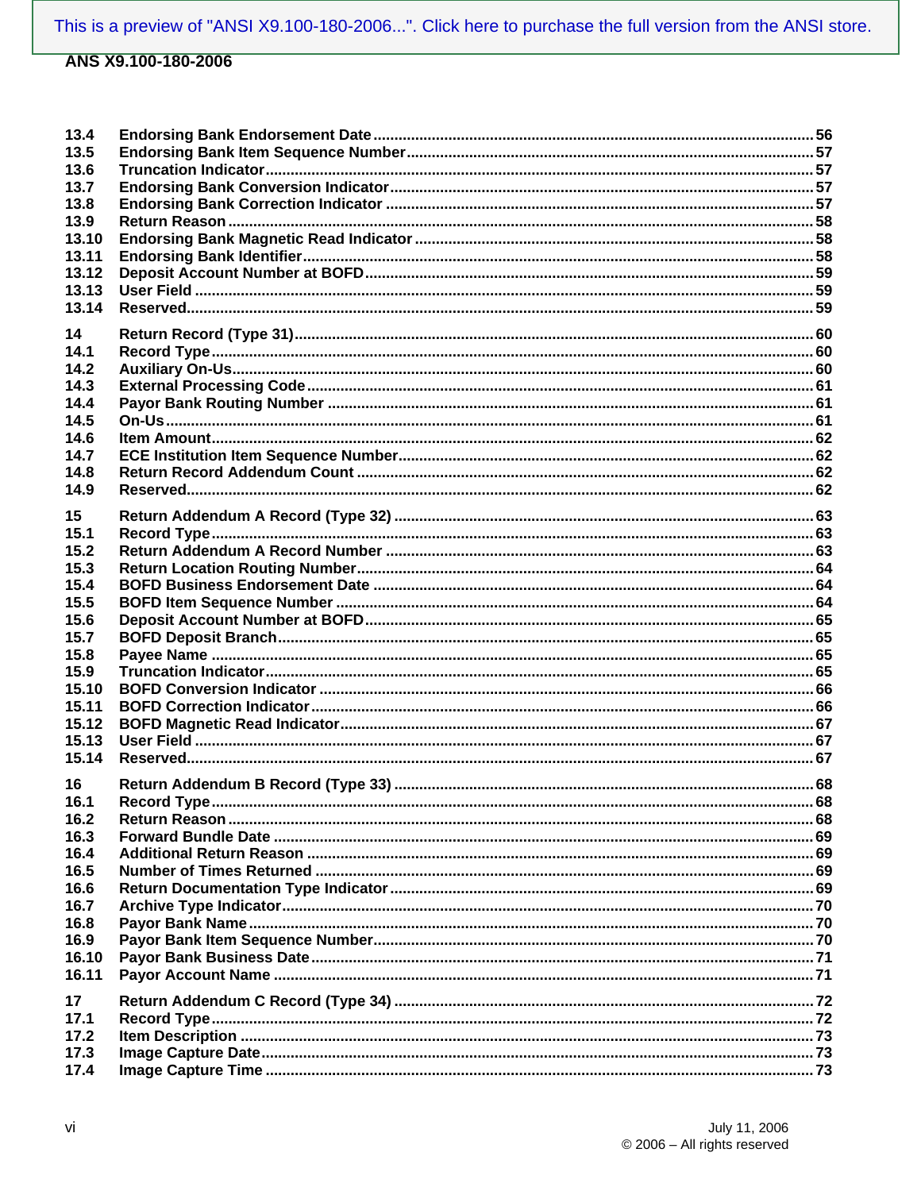13.4 Endorsing Bank Endorsement Date ........................................................................ 56
13.5 Endorsing Bank Item Sequence Number ................................................................ 57
13.6 Truncation Indicator ................................................................................................ 57
13.7 Endorsing Bank Conversion Indicator .................................................................... 57
13.8 Endorsing Bank Correction Indicator ..................................................................... 57
13.9 Return Reason ........................................................................................................ 58
13.10 Endorsing Bank Magnetic Read Indicator .............................................................. 58
13.11 Endorsing Bank Identifier ....................................................................................... 58
13.12 Deposit Account Number at BOFD ......................................................................... 59
13.13 User Field ................................................................................................................ 59
13.14 Reserved .................................................................................................................. 59

14 Return Record (Type 31) .......................................................................................... 60
14.1 Record Type ............................................................................................................. 60
14.2 Auxiliary On-Us ........................................................................................................ 60
14.3 External Processing Code ....................................................................................... 61
14.4 Payor Bank Routing Number ................................................................................... 61
14.5 On-Us ....................................................................................................................... 61
14.6 Item Amount ............................................................................................................. 62
14.7 ECE Institution Item Sequence Number .................................................................. 62
14.8 Return Record Addendum Count ............................................................................ 62
14.9 Reserved .................................................................................................................. 62

15 Return Addendum A Record (Type 32) .................................................................... 63
15.1 Record Type ............................................................................................................. 63
15.2 Return Addendum A Record Number ..................................................................... 63
15.3 Return Location Routing Number ........................................................................... 64
15.4 BOFD Business Endorsement Date ........................................................................ 64
15.5 BOFD Item Sequence Number ................................................................................ 64
15.6 Deposit Account Number at BOFD ......................................................................... 65
15.7 BOFD Deposit Branch .............................................................................................. 65
15.8 Payee Name ............................................................................................................. 65
15.9 Truncation Indicator ................................................................................................. 65
15.10 BOFD Conversion Indicator .................................................................................... 66
15.11 BOFD Correction Indicator ...................................................................................... 66
15.12 BOFD Magnetic Read Indicator ............................................................................... 67
15.13 User Field ................................................................................................................ 67
15.14 Reserved .................................................................................................................. 67

16 Return Addendum B Record (Type 33) .................................................................... 68
16.1 Record Type ............................................................................................................. 68
16.2 Return Reason ......................................................................................................... 68
16.3 Forward Bundle Date ............................................................................................... 69
16.4 Additional Return Reason ....................................................................................... 69
16.5 Number of Times Returned ..................................................................................... 69
16.6 Return Documentation Type Indicator .................................................................... 69
16.7 Archive Type Indicator ............................................................................................. 70
16.8 Payor Bank Name .................................................................................................... 70
16.9 Payor Bank Item Sequence Number ........................................................................ 70
16.10 Payor Bank Business Date ...................................................................................... 71
16.11 Payor Account Name ............................................................................................... 71

17 Return Addendum C Record (Type 34) .................................................................... 72
17.1 Record Type ............................................................................................................. 72
17.2 Item Description ....................................................................................................... 73
17.3 Image Capture Date ................................................................................................. 73
17.4 Image Capture Time ................................................................................................. 73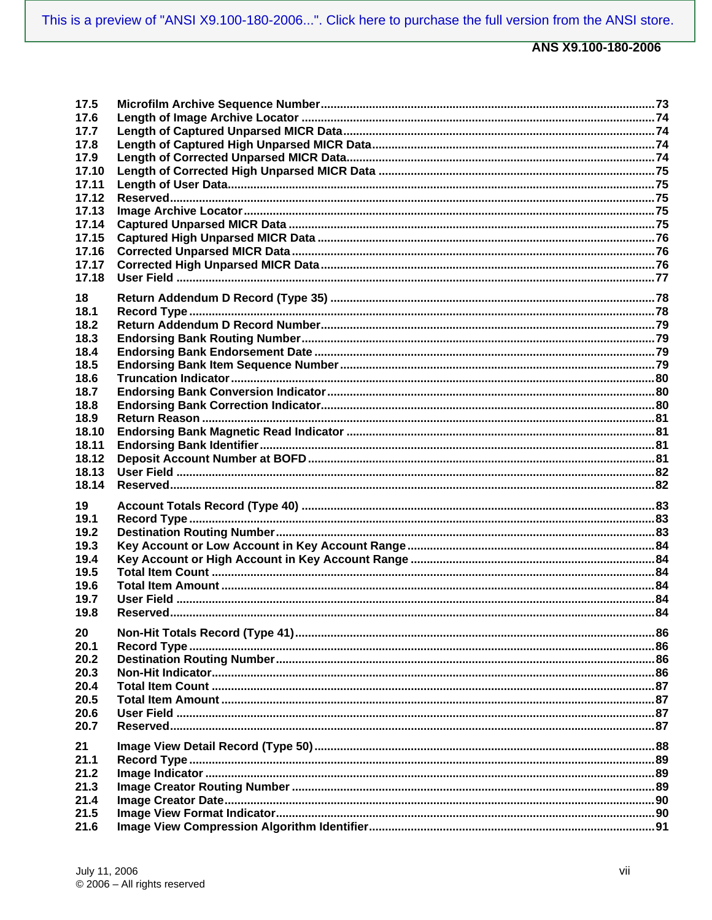| | | |
|---|---|---|
| 17.5 | Microfilm Archive Sequence Number | 73 |
| 17.6 | Length of Image Archive Locator | 74 |
| 17.7 | Length of Captured Unparsed MICR Data | 74 |
| 17.8 | Length of Captured High Unparsed MICR Data | 74 |
| 17.9 | Length of Corrected Unparsed MICR Data | 74 |
| 17.10 | Length of Corrected High Unparsed MICR Data | 75 |
| 17.11 | Length of User Data | 75 |
| 17.12 | Reserved | 75 |
| 17.13 | Image Archive Locator | 75 |
| 17.14 | Captured Unparsed MICR Data | 75 |
| 17.15 | Captured High Unparsed MICR Data | 76 |
| 17.16 | Corrected Unparsed MICR Data | 76 |
| 17.17 | Corrected High Unparsed MICR Data | 76 |
| 17.18 | User Field | 77 |
| 18 | Return Addendum D Record (Type 35) | 78 |
| 18.1 | Record Type | 78 |
| 18.2 | Return Addendum D Record Number | 79 |
| 18.3 | Endorsing Bank Routing Number | 79 |
| 18.4 | Endorsing Bank Endorsement Date | 79 |
| 18.5 | Endorsing Bank Item Sequence Number | 79 |
| 18.6 | Truncation Indicator | 80 |
| 18.7 | Endorsing Bank Conversion Indicator | 80 |
| 18.8 | Endorsing Bank Correction Indicator | 80 |
| 18.9 | Return Reason | 81 |
| 18.10 | Endorsing Bank Magnetic Read Indicator | 81 |
| 18.11 | Endorsing Bank Identifier | 81 |
| 18.12 | Deposit Account Number at BOFD | 81 |
| 18.13 | User Field | 82 |
| 18.14 | Reserved | 82 |
| 19 | Account Totals Record (Type 40) | 83 |
| 19.1 | Record Type | 83 |
| 19.2 | Destination Routing Number | 83 |
| 19.3 | Key Account or Low Account in Key Account Range | 84 |
| 19.4 | Key Account or High Account in Key Account Range | 84 |
| 19.5 | Total Item Count | 84 |
| 19.6 | Total Item Amount | 84 |
| 19.7 | User Field | 84 |
| 19.8 | Reserved | 84 |
| 20 | Non-Hit Totals Record (Type 41) | 86 |
| 20.1 | Record Type | 86 |
| 20.2 | Destination Routing Number | 86 |
| 20.3 | Non-Hit Indicator | 86 |
| 20.4 | Total Item Count | 87 |
| 20.5 | Total Item Amount | 87 |
| 20.6 | User Field | 87 |
| 20.7 | Reserved | 87 |
| 21 | Image View Detail Record (Type 50) | 88 |
| 21.1 | Record Type | 89 |
| 21.2 | Image Indicator | 89 |
| 21.3 | Image Creator Routing Number | 89 |
| 21.4 | Image Creator Date | 90 |
| 21.5 | Image View Format Indicator | 90 |
| 21.6 | Image View Compression Algorithm Identifier | 91 |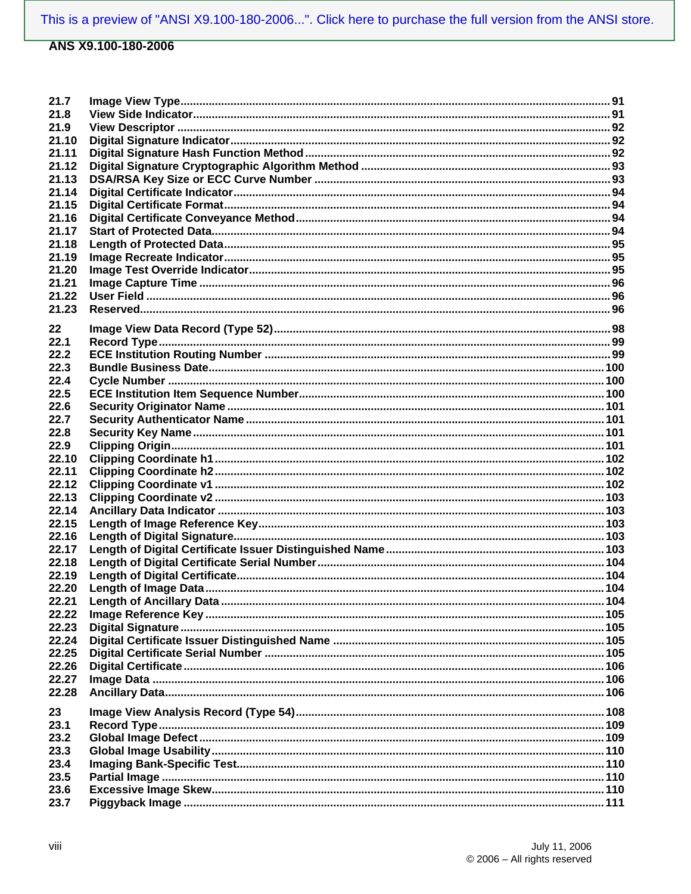| | | |
|---|---|---|
| 21.7 | Image View Type | 91 |
| 21.8 | View Side Indicator | 91 |
| 21.9 | View Descriptor | 92 |
| 21.10 | Digital Signature Indicator | 92 |
| 21.11 | Digital Signature Hash Function Method | 92 |
| 21.12 | Digital Signature Cryptographic Algorithm Method | 93 |
| 21.13 | DSA/RSA Key Size or ECC Curve Number | 93 |
| 21.14 | Digital Certificate Indicator | 94 |
| 21.15 | Digital Certificate Format | 94 |
| 21.16 | Digital Certificate Conveyance Method | 94 |
| 21.17 | Start of Protected Data | 94 |
| 21.18 | Length of Protected Data | 95 |
| 21.19 | Image Recreate Indicator | 95 |
| 21.20 | Image Test Override Indicator | 95 |
| 21.21 | Image Capture Time | 96 |
| 21.22 | User Field | 96 |
| 21.23 | Reserved | 96 |
| 22 | Image View Data Record (Type 52) | 98 |
| 22.1 | Record Type | 99 |
| 22.2 | ECE Institution Routing Number | 99 |
| 22.3 | Bundle Business Date | 100 |
| 22.4 | Cycle Number | 100 |
| 22.5 | ECE Institution Item Sequence Number | 100 |
| 22.6 | Security Originator Name | 101 |
| 22.7 | Security Authenticator Name | 101 |
| 22.8 | Security Key Name | 101 |
| 22.9 | Clipping Origin | 101 |
| 22.10 | Clipping Coordinate h1 | 102 |
| 22.11 | Clipping Coordinate h2 | 102 |
| 22.12 | Clipping Coordinate v1 | 102 |
| 22.13 | Clipping Coordinate v2 | 103 |
| 22.14 | Ancillary Data Indicator | 103 |
| 22.15 | Length of Image Reference Key | 103 |
| 22.16 | Length of Digital Signature | 103 |
| 22.17 | Length of Digital Certificate Issuer Distinguished Name | 103 |
| 22.18 | Length of Digital Certificate Serial Number | 104 |
| 22.19 | Length of Digital Certificate | 104 |
| 22.20 | Length of Image Data | 104 |
| 22.21 | Length of Ancillary Data | 104 |
| 22.22 | Image Reference Key | 105 |
| 22.23 | Digital Signature | 105 |
| 22.24 | Digital Certificate Issuer Distinguished Name | 105 |
| 22.25 | Digital Certificate Serial Number | 105 |
| 22.26 | Digital Certificate | 106 |
| 22.27 | Image Data | 106 |
| 22.28 | Ancillary Data | 106 |
| 23 | Image View Analysis Record (Type 54) | 108 |
| 23.1 | Record Type | 109 |
| 23.2 | Global Image Defect | 109 |
| 23.3 | Global Image Usability | 110 |
| 23.4 | Imaging Bank-Specific Test | 110 |
| 23.5 | Partial Image | 110 |
| 23.6 | Excessive Image Skew | 110 |
| 23.7 | Piggyback Image | 111 |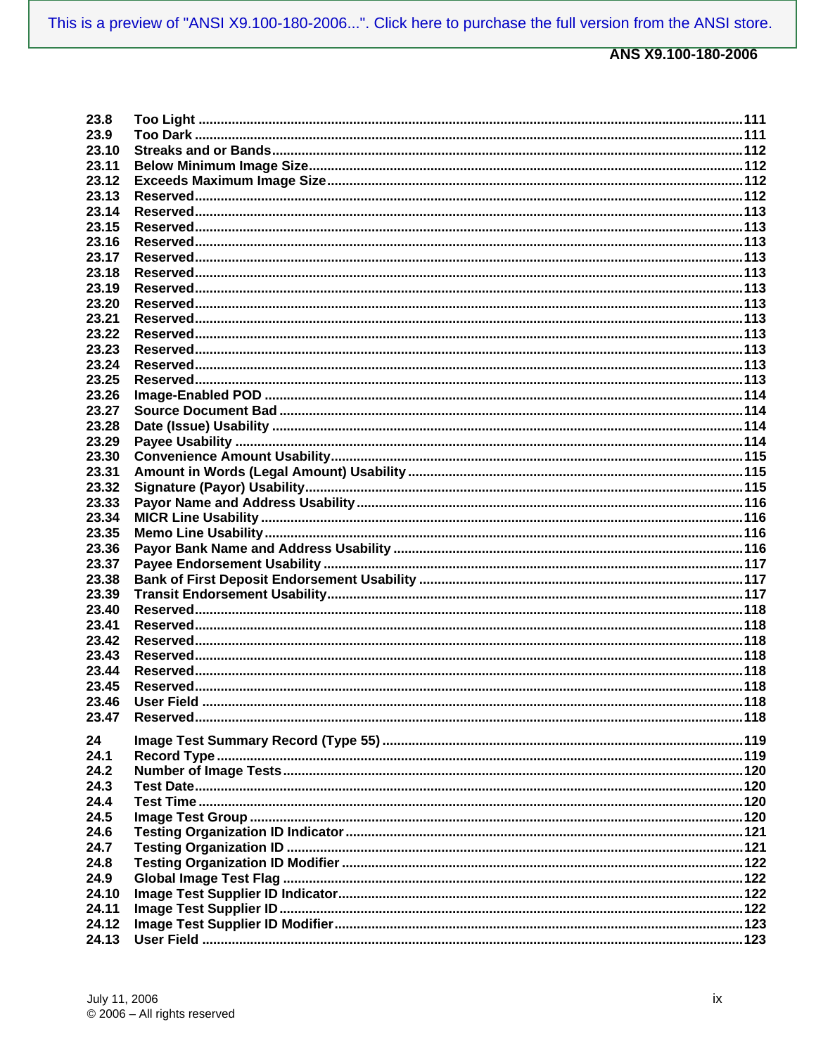23.8 Too Light ..... 111
23.9 Too Dark ..... 111
23.10 Streaks and or Bands ..... 112
23.11 Below Minimum Image Size ..... 112
23.12 Exceeds Maximum Image Size ..... 112
23.13 Reserved ..... 112
23.14 Reserved ..... 113
23.15 Reserved ..... 113
23.16 Reserved ..... 113
23.17 Reserved ..... 113
23.18 Reserved ..... 113
23.19 Reserved ..... 113
23.20 Reserved ..... 113
23.21 Reserved ..... 113
23.22 Reserved ..... 113
23.23 Reserved ..... 113
23.24 Reserved ..... 113
23.25 Reserved ..... 113
23.26 Image-Enabled POD ..... 114
23.27 Source Document Bad ..... 114
23.28 Date (Issue) Usability ..... 114
23.29 Payee Usability ..... 114
23.30 Convenience Amount Usability ..... 115
23.31 Amount in Words (Legal Amount) Usability ..... 115
23.32 Signature (Payor) Usability ..... 115
23.33 Payor Name and Address Usability ..... 116
23.34 MICR Line Usability ..... 116
23.35 Memo Line Usability ..... 116
23.36 Payor Bank Name and Address Usability ..... 116
23.37 Payee Endorsement Usability ..... 117
23.38 Bank of First Deposit Endorsement Usability ..... 117
23.39 Transit Endorsement Usability ..... 117
23.40 Reserved ..... 118
23.41 Reserved ..... 118
23.42 Reserved ..... 118
23.43 Reserved ..... 118
23.44 Reserved ..... 118
23.45 Reserved ..... 118
23.46 User Field ..... 118
23.47 Reserved ..... 118

24 Image Test Summary Record (Type 55) ..... 119
24.1 Record Type ..... 119
24.2 Number of Image Tests ..... 120
24.3 Test Date ..... 120
24.4 Test Time ..... 120
24.5 Image Test Group ..... 120
24.6 Testing Organization ID Indicator ..... 121
24.7 Testing Organization ID ..... 121
24.8 Testing Organization ID Modifier ..... 122
24.9 Global Image Test Flag ..... 122
24.10 Image Test Supplier ID Indicator ..... 122
24.11 Image Test Supplier ID ..... 122
24.12 Image Test Supplier ID Modifier ..... 123
24.13 User Field ..... 123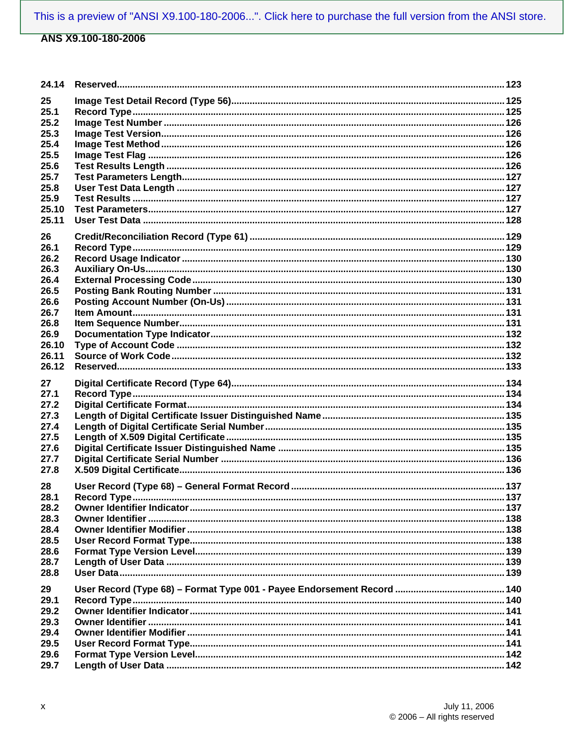24.14 Reserved ........................................................................................................ 123

25 Image Test Detail Record (Type 56) ................................................................ 125
25.1 Record Type ................................................................................................. 125
25.2 Image Test Number ....................................................................................... 126
25.3 Image Test Version ....................................................................................... 126
25.4 Image Test Method ....................................................................................... 126
25.5 Image Test Flag ............................................................................................ 126
25.6 Test Results Length ...................................................................................... 126
25.7 Test Parameters Length ................................................................................ 127
25.8 User Test Data Length ................................................................................... 127
25.9 Test Results .................................................................................................. 127
25.10 Test Parameters ........................................................................................... 127
25.11 User Test Data ............................................................................................. 128

26 Credit/Reconciliation Record (Type 61) ............................................................. 129
26.1 Record Type ................................................................................................. 129
26.2 Record Usage Indicator ................................................................................. 130
26.3 Auxiliary On-Us ............................................................................................. 130
26.4 External Processing Code .............................................................................. 130
26.5 Posting Bank Routing Number ....................................................................... 131
26.6 Posting Account Number (On-Us) .................................................................. 131
26.7 Item Amount ................................................................................................. 131
26.8 Item Sequence Number ................................................................................. 131
26.9 Documentation Type Indicator ........................................................................ 132
26.10 Type of Account Code ................................................................................. 132
26.11 Source of Work Code ................................................................................... 132
26.12 Reserved ..................................................................................................... 133

27 Digital Certificate Record (Type 64) ................................................................... 134
27.1 Record Type ................................................................................................. 134
27.2 Digital Certificate Format ............................................................................... 134
27.3 Length of Digital Certificate Issuer Distinguished Name .................................... 135
27.4 Length of Digital Certificate Serial Number ...................................................... 135
27.5 Length of X.509 Digital Certificate ................................................................... 135
27.6 Digital Certificate Issuer Distinguished Name .................................................. 135
27.7 Digital Certificate Serial Number .................................................................... 136
27.8 X.509 Digital Certificate ................................................................................. 136

28 User Record (Type 68) – General Format Record ............................................. 137
28.1 Record Type ................................................................................................. 137
28.2 Owner Identifier Indicator ............................................................................... 137
28.3 Owner Identifier ............................................................................................ 138
28.4 Owner Identifier Modifier ................................................................................ 138
28.5 User Record Format Type .............................................................................. 138
28.6 Format Type Version Level ............................................................................. 139
28.7 Length of User Data ...................................................................................... 139
28.8 User Data ..................................................................................................... 139

29 User Record (Type 68) – Format Type 001 - Payee Endorsement Record .......... 140
29.1 Record Type ................................................................................................. 140
29.2 Owner Identifier Indicator ............................................................................... 141
29.3 Owner Identifier ............................................................................................ 141
29.4 Owner Identifier Modifier ................................................................................ 141
29.5 User Record Format Type .............................................................................. 141
29.6 Format Type Version Level ............................................................................. 142
29.7 Length of User Data ...................................................................................... 142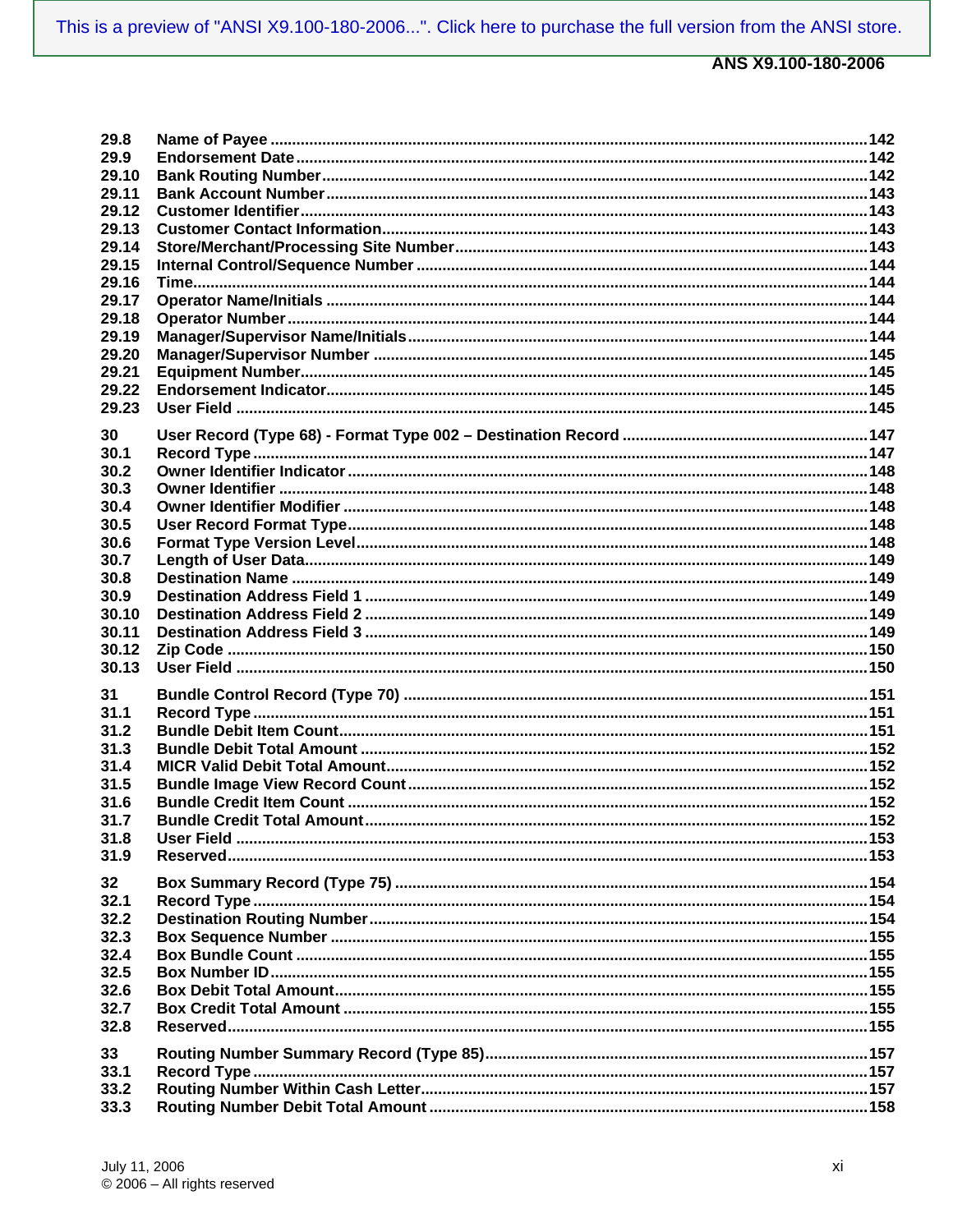| | | |
|---|---|---|
| 29.8 | Name of Payee | 142 |
| 29.9 | Endorsement Date | 142 |
| 29.10 | Bank Routing Number | 142 |
| 29.11 | Bank Account Number | 143 |
| 29.12 | Customer Identifier | 143 |
| 29.13 | Customer Contact Information | 143 |
| 29.14 | Store/Merchant/Processing Site Number | 143 |
| 29.15 | Internal Control/Sequence Number | 144 |
| 29.16 | Time | 144 |
| 29.17 | Operator Name/Initials | 144 |
| 29.18 | Operator Number | 144 |
| 29.19 | Manager/Supervisor Name/Initials | 144 |
| 29.20 | Manager/Supervisor Number | 145 |
| 29.21 | Equipment Number | 145 |
| 29.22 | Endorsement Indicator | 145 |
| 29.23 | User Field | 145 |
| 30 | User Record (Type 68) - Format Type 002 – Destination Record | 147 |
| 30.1 | Record Type | 147 |
| 30.2 | Owner Identifier Indicator | 148 |
| 30.3 | Owner Identifier | 148 |
| 30.4 | Owner Identifier Modifier | 148 |
| 30.5 | User Record Format Type | 148 |
| 30.6 | Format Type Version Level | 148 |
| 30.7 | Length of User Data | 149 |
| 30.8 | Destination Name | 149 |
| 30.9 | Destination Address Field 1 | 149 |
| 30.10 | Destination Address Field 2 | 149 |
| 30.11 | Destination Address Field 3 | 149 |
| 30.12 | Zip Code | 150 |
| 30.13 | User Field | 150 |
| 31 | Bundle Control Record (Type 70) | 151 |
| 31.1 | Record Type | 151 |
| 31.2 | Bundle Debit Item Count | 151 |
| 31.3 | Bundle Debit Total Amount | 152 |
| 31.4 | MICR Valid Debit Total Amount | 152 |
| 31.5 | Bundle Image View Record Count | 152 |
| 31.6 | Bundle Credit Item Count | 152 |
| 31.7 | Bundle Credit Total Amount | 152 |
| 31.8 | User Field | 153 |
| 31.9 | Reserved | 153 |
| 32 | Box Summary Record (Type 75) | 154 |
| 32.1 | Record Type | 154 |
| 32.2 | Destination Routing Number | 154 |
| 32.3 | Box Sequence Number | 155 |
| 32.4 | Box Bundle Count | 155 |
| 32.5 | Box Number ID | 155 |
| 32.6 | Box Debit Total Amount | 155 |
| 32.7 | Box Credit Total Amount | 155 |
| 32.8 | Reserved | 155 |
| 33 | Routing Number Summary Record (Type 85) | 157 |
| 33.1 | Record Type | 157 |
| 33.2 | Routing Number Within Cash Letter | 157 |
| 33.3 | Routing Number Debit Total Amount | 158 |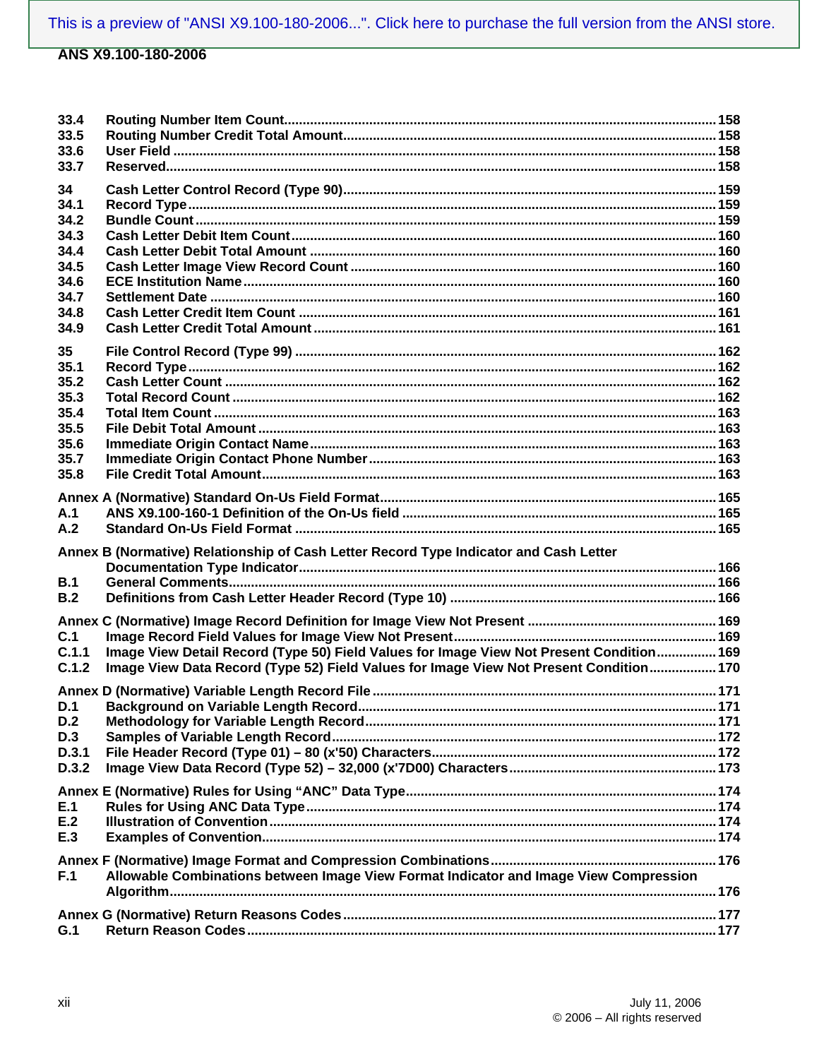| | | |
|---|---|---|
| 33.4 | Routing Number Item Count | 158 |
| 33.5 | Routing Number Credit Total Amount | 158 |
| 33.6 | User Field | 158 |
| 33.7 | Reserved | 158 |
| 34 | Cash Letter Control Record (Type 90) | 159 |
| 34.1 | Record Type | 159 |
| 34.2 | Bundle Count | 159 |
| 34.3 | Cash Letter Debit Item Count | 160 |
| 34.4 | Cash Letter Debit Total Amount | 160 |
| 34.5 | Cash Letter Image View Record Count | 160 |
| 34.6 | ECE Institution Name | 160 |
| 34.7 | Settlement Date | 160 |
| 34.8 | Cash Letter Credit Item Count | 161 |
| 34.9 | Cash Letter Credit Total Amount | 161 |
| 35 | File Control Record (Type 99) | 162 |
| 35.1 | Record Type | 162 |
| 35.2 | Cash Letter Count | 162 |
| 35.3 | Total Record Count | 162 |
| 35.4 | Total Item Count | 163 |
| 35.5 | File Debit Total Amount | 163 |
| 35.6 | Immediate Origin Contact Name | 163 |
| 35.7 | Immediate Origin Contact Phone Number | 163 |
| 35.8 | File Credit Total Amount | 163 |
| Annex A | (Normative) Standard On-Us Field Format | 165 |
| A.1 | ANS X9.100-160-1 Definition of the On-Us field | 165 |
| A.2 | Standard On-Us Field Format | 165 |
| Annex B | (Normative) Relationship of Cash Letter Record Type Indicator and Cash Letter Documentation Type Indicator | 166 |
| B.1 | General Comments | 166 |
| B.2 | Definitions from Cash Letter Header Record (Type 10) | 166 |
| Annex C | (Normative) Image Record Definition for Image View Not Present | 169 |
| C.1 | Image Record Field Values for Image View Not Present | 169 |
| C.1.1 | Image View Detail Record (Type 50) Field Values for Image View Not Present Condition | 169 |
| C.1.2 | Image View Data Record (Type 52) Field Values for Image View Not Present Condition | 170 |
| Annex D | (Normative) Variable Length Record File | 171 |
| D.1 | Background on Variable Length Record | 171 |
| D.2 | Methodology for Variable Length Record | 171 |
| D.3 | Samples of Variable Length Record | 172 |
| D.3.1 | File Header Record (Type 01) – 80 (x'50) Characters | 172 |
| D.3.2 | Image View Data Record (Type 52) – 32,000 (x'7D00) Characters | 173 |
| Annex E | (Normative) Rules for Using “ANC” Data Type | 174 |
| E.1 | Rules for Using ANC Data Type | 174 |
| E.2 | Illustration of Convention | 174 |
| E.3 | Examples of Convention | 174 |
| Annex F | (Normative) Image Format and Compression Combinations | 176 |
| F.1 | Allowable Combinations between Image View Format Indicator and Image View Compression Algorithm | 176 |
| Annex G | (Normative) Return Reasons Codes | 177 |
| G.1 | Return Reason Codes | 177 |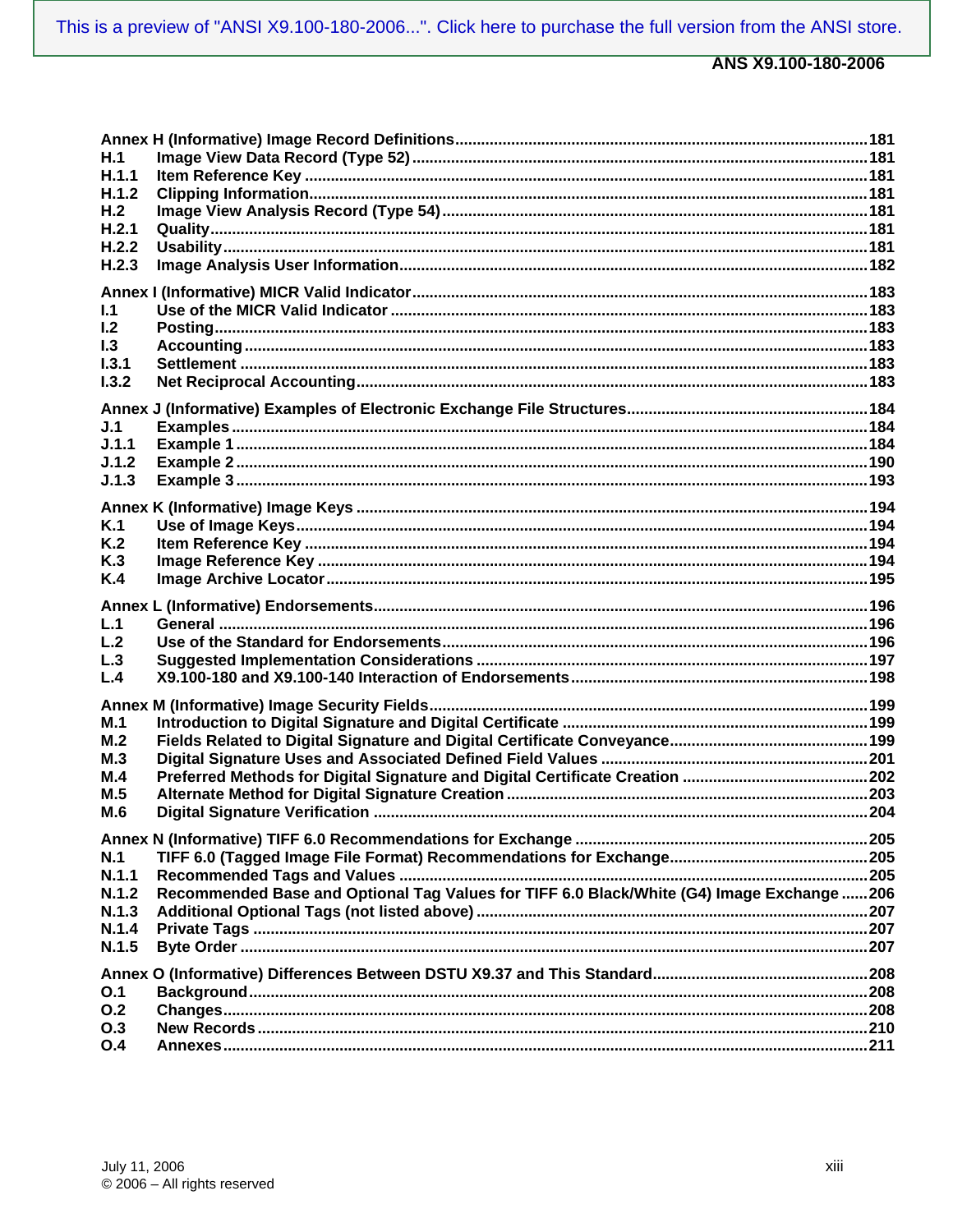Annex H (Informative) Image Record Definitions ........ 181
H.1 Image View Data Record (Type 52) ........ 181
H.1.1 Item Reference Key ........ 181
H.1.2 Clipping Information ........ 181
H.2 Image View Analysis Record (Type 54) ........ 181
H.2.1 Quality ........ 181
H.2.2 Usability ........ 181
H.2.3 Image Analysis User Information ........ 182

Annex I (Informative) MICR Valid Indicator ........ 183
I.1 Use of the MICR Valid Indicator ........ 183
I.2 Posting ........ 183
I.3 Accounting ........ 183
I.3.1 Settlement ........ 183
I.3.2 Net Reciprocal Accounting ........ 183

Annex J (Informative) Examples of Electronic Exchange File Structures ........ 184
J.1 Examples ........ 184
J.1.1 Example 1 ........ 184
J.1.2 Example 2 ........ 190
J.1.3 Example 3 ........ 193

Annex K (Informative) Image Keys ........ 194
K.1 Use of Image Keys ........ 194
K.2 Item Reference Key ........ 194
K.3 Image Reference Key ........ 194
K.4 Image Archive Locator ........ 195

Annex L (Informative) Endorsements ........ 196
L.1 General ........ 196
L.2 Use of the Standard for Endorsements ........ 196
L.3 Suggested Implementation Considerations ........ 197
L.4 X9.100-180 and X9.100-140 Interaction of Endorsements ........ 198

Annex M (Informative) Image Security Fields ........ 199
M.1 Introduction to Digital Signature and Digital Certificate ........ 199
M.2 Fields Related to Digital Signature and Digital Certificate Conveyance ........ 199
M.3 Digital Signature Uses and Associated Defined Field Values ........ 201
M.4 Preferred Methods for Digital Signature and Digital Certificate Creation ........ 202
M.5 Alternate Method for Digital Signature Creation ........ 203
M.6 Digital Signature Verification ........ 204

Annex N (Informative) TIFF 6.0 Recommendations for Exchange ........ 205
N.1 TIFF 6.0 (Tagged Image File Format) Recommendations for Exchange ........ 205
N.1.1 Recommended Tags and Values ........ 205
N.1.2 Recommended Base and Optional Tag Values for TIFF 6.0 Black/White (G4) Image Exchange ........ 206
N.1.3 Additional Optional Tags (not listed above) ........ 207
N.1.4 Private Tags ........ 207
N.1.5 Byte Order ........ 207

Annex O (Informative) Differences Between DSTU X9.37 and This Standard ........ 208
O.1 Background ........ 208
O.2 Changes ........ 208
O.3 New Records ........ 210
O.4 Annexes ........ 211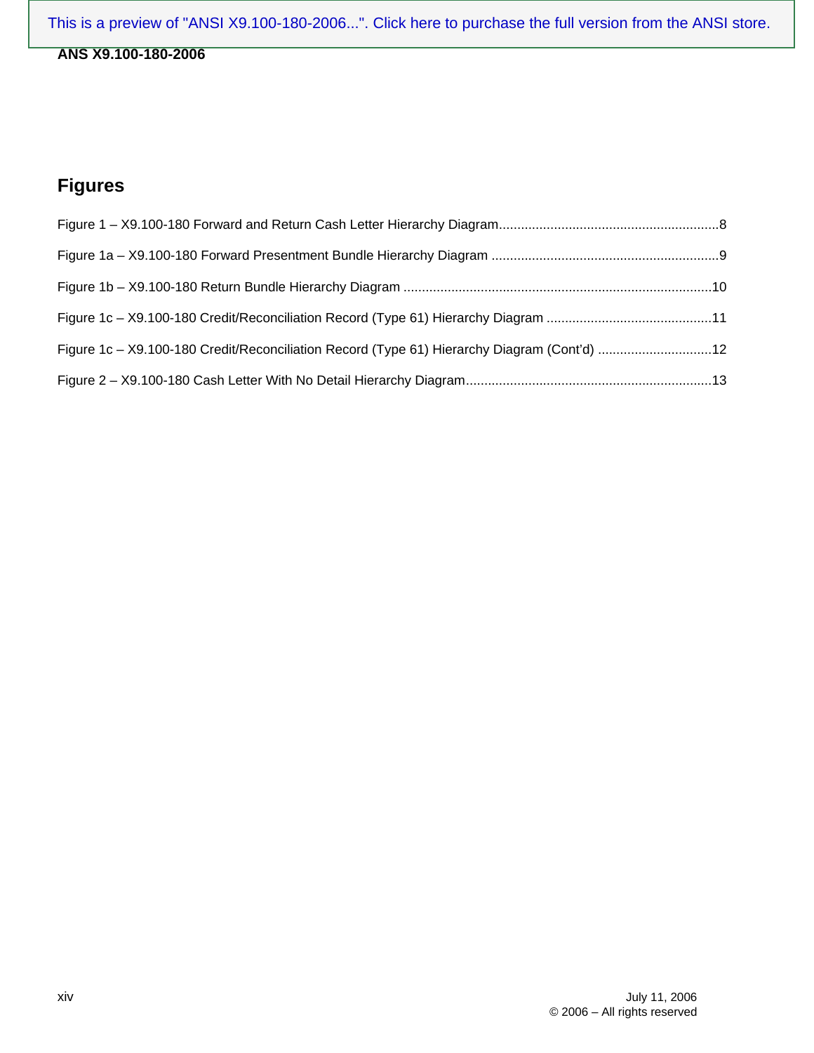## Figures

Figure 1 – X9.100-180 Forward and Return Cash Letter Hierarchy Diagram ........................................................... 8

Figure 1a – X9.100-180 Forward Presentment Bundle Hierarchy Diagram ............................................................ 9

Figure 1b – X9.100-180 Return Bundle Hierarchy Diagram .................................................................................. 10

Figure 1c – X9.100-180 Credit/Reconciliation Record (Type 61) Hierarchy Diagram ............................................ 11

Figure 1c – X9.100-180 Credit/Reconciliation Record (Type 61) Hierarchy Diagram (Cont'd) .............................. 12

Figure 2 – X9.100-180 Cash Letter With No Detail Hierarchy Diagram .................................................................. 13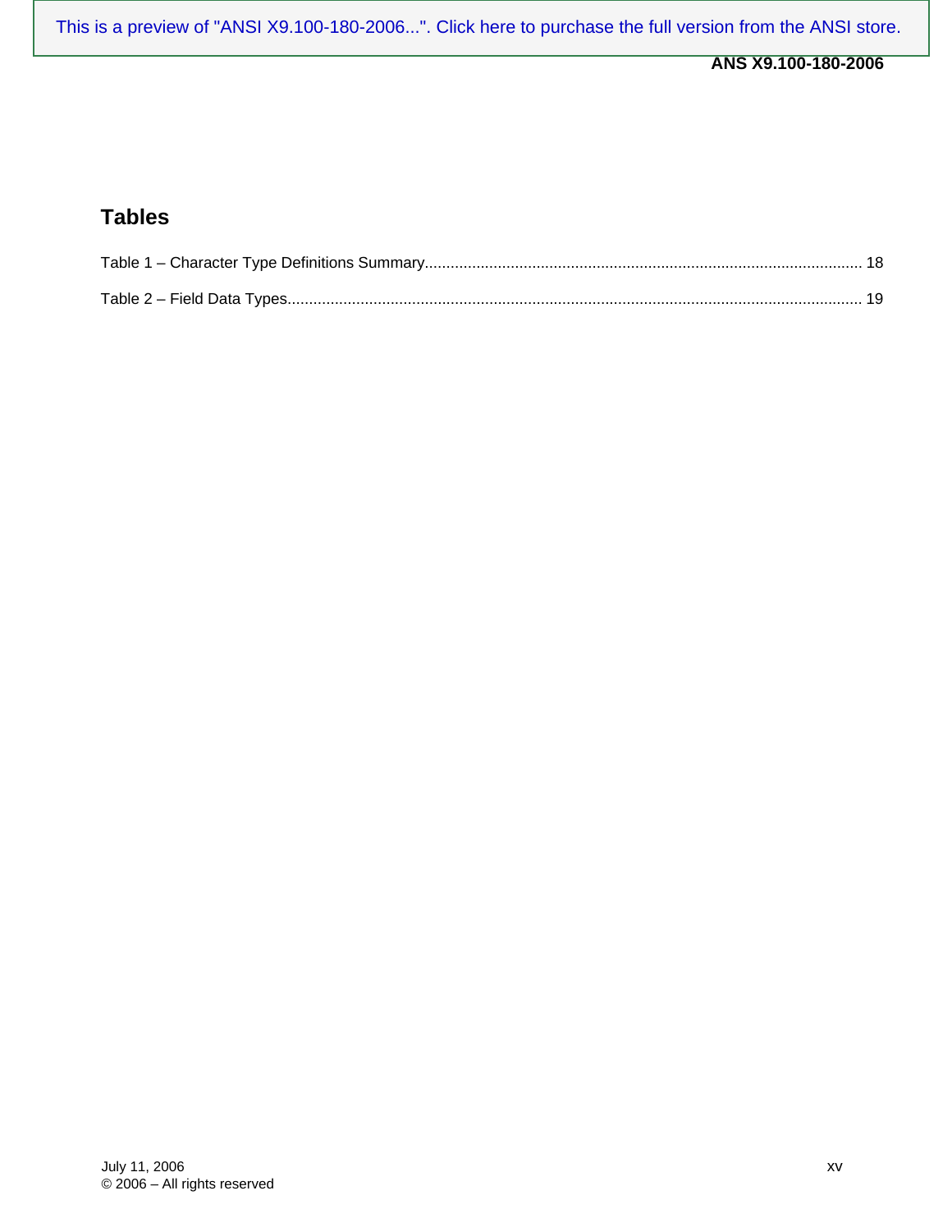## Tables

Table 1 – Character Type Definitions Summary...................................................................................................... 18

Table 2 – Field Data Types..................................................................................................................................... 19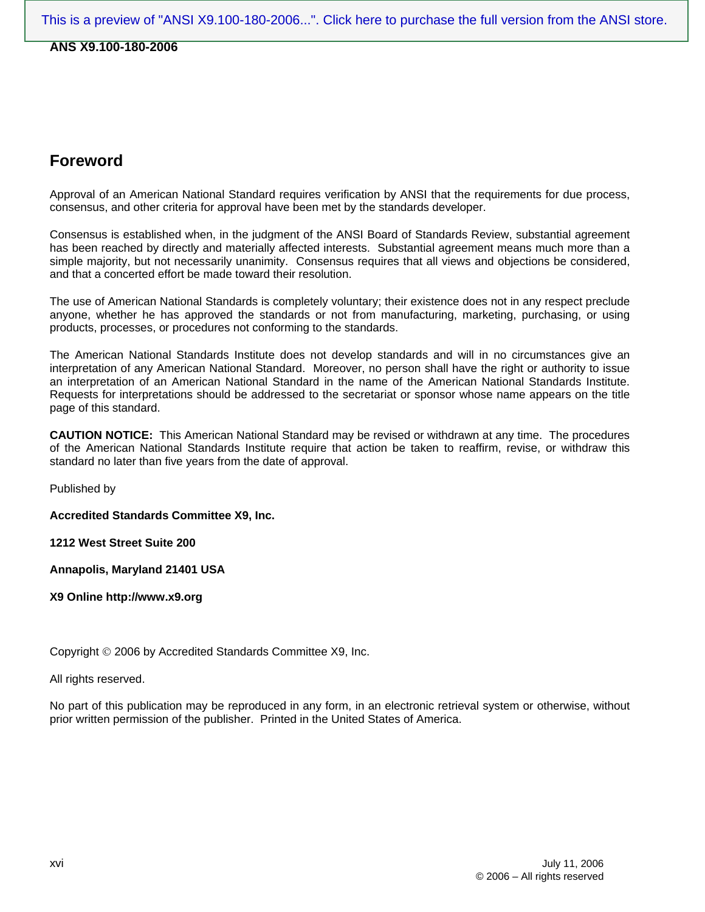## Foreword

Approval of an American National Standard requires verification by ANSI that the requirements for due process, consensus, and other criteria for approval have been met by the standards developer.

Consensus is established when, in the judgment of the ANSI Board of Standards Review, substantial agreement has been reached by directly and materially affected interests. Substantial agreement means much more than a simple majority, but not necessarily unanimity. Consensus requires that all views and objections be considered, and that a concerted effort be made toward their resolution.

The use of American National Standards is completely voluntary; their existence does not in any respect preclude anyone, whether he has approved the standards or not from manufacturing, marketing, purchasing, or using products, processes, or procedures not conforming to the standards.

The American National Standards Institute does not develop standards and will in no circumstances give an interpretation of any American National Standard. Moreover, no person shall have the right or authority to issue an interpretation of an American National Standard in the name of the American National Standards Institute. Requests for interpretations should be addressed to the secretariat or sponsor whose name appears on the title page of this standard.

**CAUTION NOTICE:** This American National Standard may be revised or withdrawn at any time. The procedures of the American National Standards Institute require that action be taken to reaffirm, revise, or withdraw this standard no later than five years from the date of approval.

Published by

**Accredited Standards Committee X9, Inc.**

**1212 West Street Suite 200**

**Annapolis, Maryland 21401 USA**

**X9 Online http://www.x9.org**

Copyright © 2006 by Accredited Standards Committee X9, Inc.

All rights reserved.

No part of this publication may be reproduced in any form, in an electronic retrieval system or otherwise, without prior written permission of the publisher. Printed in the United States of America.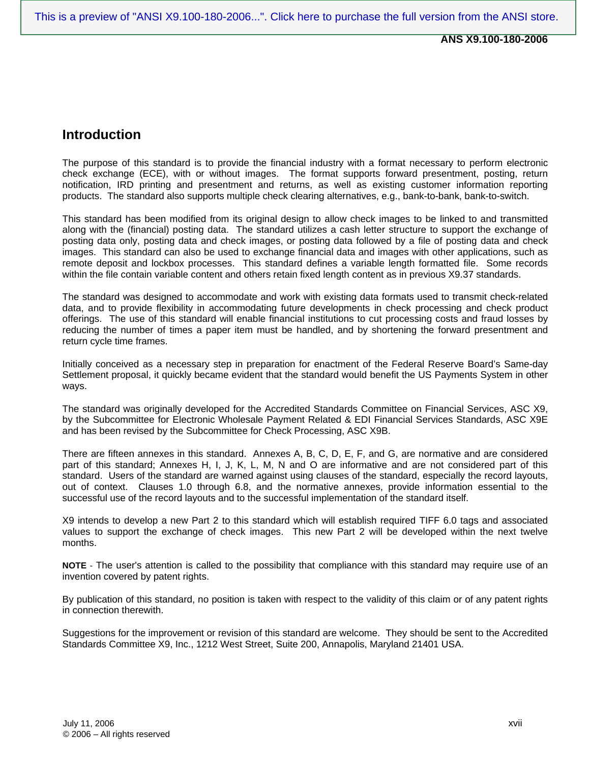## Introduction

The purpose of this standard is to provide the financial industry with a format necessary to perform electronic check exchange (ECE), with or without images. The format supports forward presentment, posting, return notification, IRD printing and presentment and returns, as well as existing customer information reporting products. The standard also supports multiple check clearing alternatives, e.g., bank-to-bank, bank-to-switch.

This standard has been modified from its original design to allow check images to be linked to and transmitted along with the (financial) posting data. The standard utilizes a cash letter structure to support the exchange of posting data only, posting data and check images, or posting data followed by a file of posting data and check images. This standard can also be used to exchange financial data and images with other applications, such as remote deposit and lockbox processes. This standard defines a variable length formatted file. Some records within the file contain variable content and others retain fixed length content as in previous X9.37 standards.

The standard was designed to accommodate and work with existing data formats used to transmit check-related data, and to provide flexibility in accommodating future developments in check processing and check product offerings. The use of this standard will enable financial institutions to cut processing costs and fraud losses by reducing the number of times a paper item must be handled, and by shortening the forward presentment and return cycle time frames.

Initially conceived as a necessary step in preparation for enactment of the Federal Reserve Board's Same-day Settlement proposal, it quickly became evident that the standard would benefit the US Payments System in other ways.

The standard was originally developed for the Accredited Standards Committee on Financial Services, ASC X9, by the Subcommittee for Electronic Wholesale Payment Related & EDI Financial Services Standards, ASC X9E and has been revised by the Subcommittee for Check Processing, ASC X9B.

There are fifteen annexes in this standard. Annexes A, B, C, D, E, F, and G, are normative and are considered part of this standard; Annexes H, I, J, K, L, M, N and O are informative and are not considered part of this standard. Users of the standard are warned against using clauses of the standard, especially the record layouts, out of context. Clauses 1.0 through 6.8, and the normative annexes, provide information essential to the successful use of the record layouts and to the successful implementation of the standard itself.

X9 intends to develop a new Part 2 to this standard which will establish required TIFF 6.0 tags and associated values to support the exchange of check images. This new Part 2 will be developed within the next twelve months.

**NOTE** - The user's attention is called to the possibility that compliance with this standard may require use of an invention covered by patent rights.

By publication of this standard, no position is taken with respect to the validity of this claim or of any patent rights in connection therewith.

Suggestions for the improvement or revision of this standard are welcome. They should be sent to the Accredited Standards Committee X9, Inc., 1212 West Street, Suite 200, Annapolis, Maryland 21401 USA.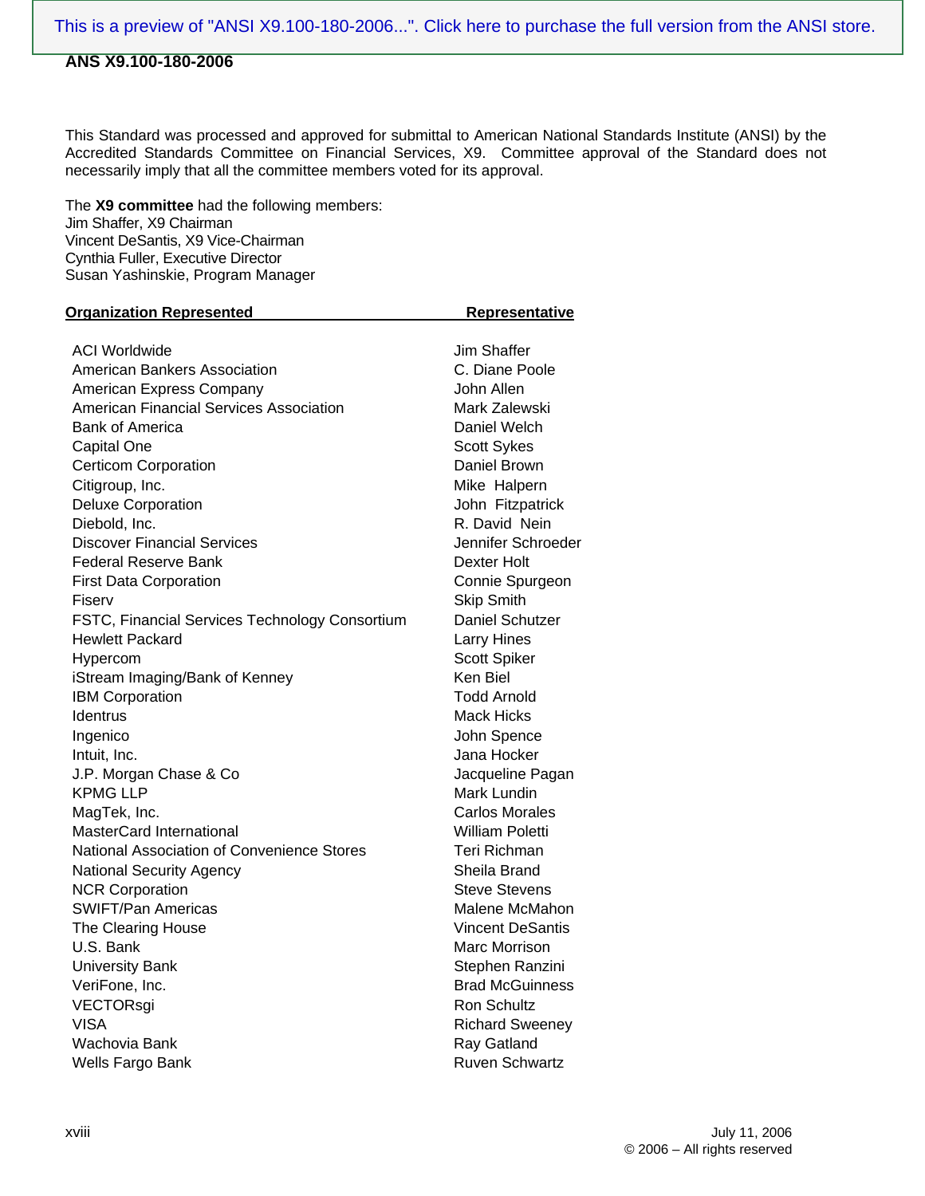This Standard was processed and approved for submittal to American National Standards Institute (ANSI) by the Accredited Standards Committee on Financial Services, X9. Committee approval of the Standard does not necessarily imply that all the committee members voted for its approval.

The **X9 committee** had the following members:
Jim Shaffer, X9 Chairman
Vincent DeSantis, X9 Vice-Chairman
Cynthia Fuller, Executive Director
Susan Yashinskie, Program Manager

| Organization Represented | Representative |
|---|---|
| ACI Worldwide | Jim Shaffer |
| American Bankers Association | C. Diane Poole |
| American Express Company | John Allen |
| American Financial Services Association | Mark Zalewski |
| Bank of America | Daniel Welch |
| Capital One | Scott Sykes |
| Certicom Corporation | Daniel Brown |
| Citigroup, Inc. | Mike Halpern |
| Deluxe Corporation | John Fitzpatrick |
| Diebold, Inc. | R. David Nein |
| Discover Financial Services | Jennifer Schroeder |
| Federal Reserve Bank | Dexter Holt |
| First Data Corporation | Connie Spurgeon |
| Fiserv | Skip Smith |
| FSTC, Financial Services Technology Consortium | Daniel Schutzer |
| Hewlett Packard | Larry Hines |
| Hypercom | Scott Spiker |
| iStream Imaging/Bank of Kenney | Ken Biel |
| IBM Corporation | Todd Arnold |
| Identrus | Mack Hicks |
| Ingenico | John Spence |
| Intuit, Inc. | Jana Hocker |
| J.P. Morgan Chase & Co | Jacqueline Pagan |
| KPMG LLP | Mark Lundin |
| MagTek, Inc. | Carlos Morales |
| MasterCard International | William Poletti |
| National Association of Convenience Stores | Teri Richman |
| National Security Agency | Sheila Brand |
| NCR Corporation | Steve Stevens |
| SWIFT/Pan Americas | Malene McMahon |
| The Clearing House | Vincent DeSantis |
| U.S. Bank | Marc Morrison |
| University Bank | Stephen Ranzini |
| VeriFone, Inc. | Brad McGuinness |
| VECTORsgi | Ron Schultz |
| VISA | Richard Sweeney |
| Wachovia Bank | Ray Gatland |
| Wells Fargo Bank | Ruven Schwartz |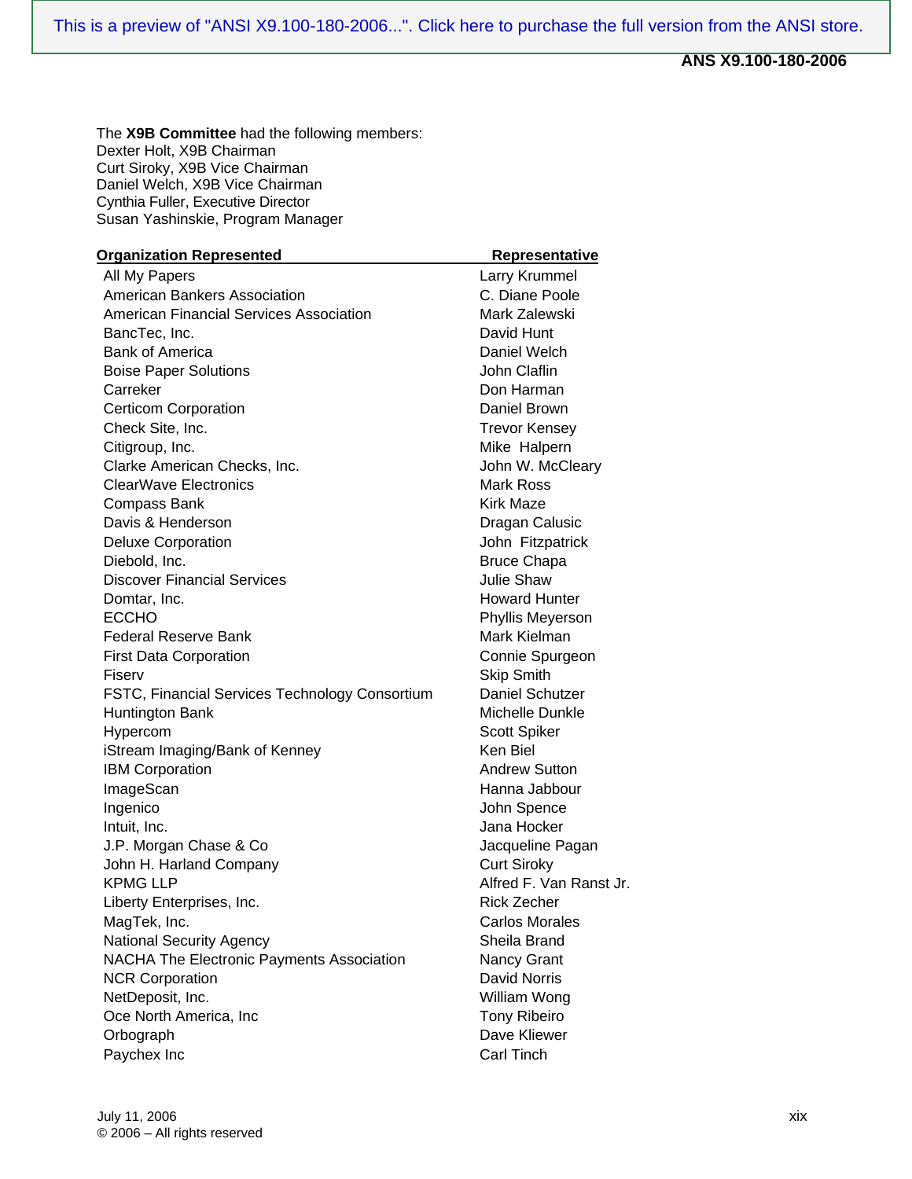The **X9B Committee** had the following members:
Dexter Holt, X9B Chairman
Curt Siroky, X9B Vice Chairman
Daniel Welch, X9B Vice Chairman
Cynthia Fuller, Executive Director
Susan Yashinskie, Program Manager

| Organization Represented | Representative |
|---|---|
| All My Papers | Larry Krummel |
| American Bankers Association | C. Diane Poole |
| American Financial Services Association | Mark Zalewski |
| BancTec, Inc. | David Hunt |
| Bank of America | Daniel Welch |
| Boise Paper Solutions | John Claflin |
| Carreker | Don Harman |
| Certicom Corporation | Daniel Brown |
| Check Site, Inc. | Trevor Kensey |
| Citigroup, Inc. | Mike Halpern |
| Clarke American Checks, Inc. | John W. McCleary |
| ClearWave Electronics | Mark Ross |
| Compass Bank | Kirk Maze |
| Davis & Henderson | Dragan Calusic |
| Deluxe Corporation | John Fitzpatrick |
| Diebold, Inc. | Bruce Chapa |
| Discover Financial Services | Julie Shaw |
| Domtar, Inc. | Howard Hunter |
| ECCHO | Phyllis Meyerson |
| Federal Reserve Bank | Mark Kielman |
| First Data Corporation | Connie Spurgeon |
| Fiserv | Skip Smith |
| FSTC, Financial Services Technology Consortium | Daniel Schutzer |
| Huntington Bank | Michelle Dunkle |
| Hypercom | Scott Spiker |
| iStream Imaging/Bank of Kenney | Ken Biel |
| IBM Corporation | Andrew Sutton |
| ImageScan | Hanna Jabbour |
| Ingenico | John Spence |
| Intuit, Inc. | Jana Hocker |
| J.P. Morgan Chase & Co | Jacqueline Pagan |
| John H. Harland Company | Curt Siroky |
| KPMG LLP | Alfred F. Van Ranst Jr. |
| Liberty Enterprises, Inc. | Rick Zecher |
| MagTek, Inc. | Carlos Morales |
| National Security Agency | Sheila Brand |
| NACHA The Electronic Payments Association | Nancy Grant |
| NCR Corporation | David Norris |
| NetDeposit, Inc. | William Wong |
| Oce North America, Inc | Tony Ribeiro |
| Orbograph | Dave Kliewer |
| Paychex Inc | Carl Tinch |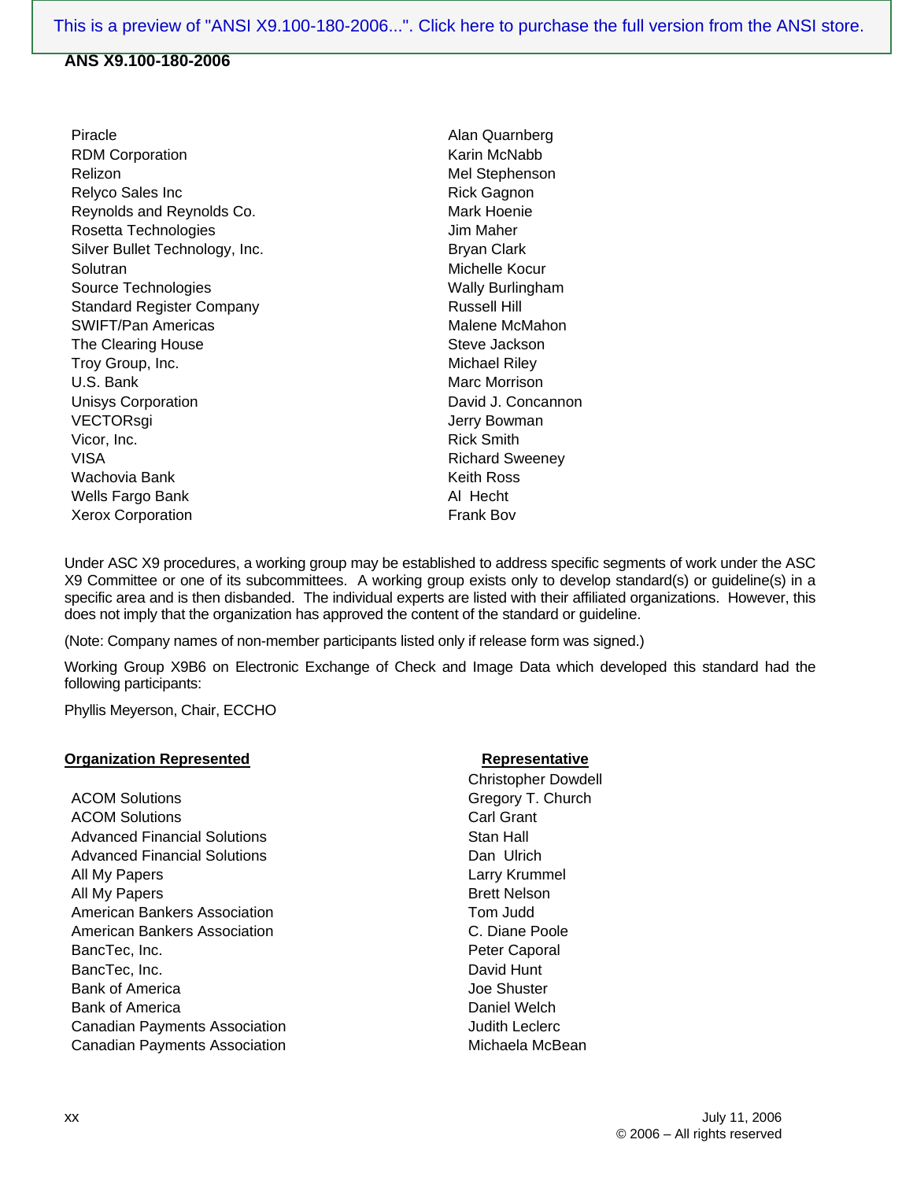| | |
|---|---|
| Piracle | Alan Quarnberg |
| RDM Corporation | Karin McNabb |
| Relizon | Mel Stephenson |
| Relyco Sales Inc | Rick Gagnon |
| Reynolds and Reynolds Co. | Mark Hoenie |
| Rosetta Technologies | Jim Maher |
| Silver Bullet Technology, Inc. | Bryan Clark |
| Solutran | Michelle Kocur |
| Source Technologies | Wally Burlingham |
| Standard Register Company | Russell Hill |
| SWIFT/Pan Americas | Malene McMahon |
| The Clearing House | Steve Jackson |
| Troy Group, Inc. | Michael Riley |
| U.S. Bank | Marc Morrison |
| Unisys Corporation | David J. Concannon |
| VECTORsgi | Jerry Bowman |
| Vicor, Inc. | Rick Smith |
| VISA | Richard Sweeney |
| Wachovia Bank | Keith Ross |
| Wells Fargo Bank | Al Hecht |
| Xerox Corporation | Frank Bov |

Under ASC X9 procedures, a working group may be established to address specific segments of work under the ASC X9 Committee or one of its subcommittees. A working group exists only to develop standard(s) or guideline(s) in a specific area and is then disbanded. The individual experts are listed with their affiliated organizations. However, this does not imply that the organization has approved the content of the standard or guideline.

(Note: Company names of non-member participants listed only if release form was signed.)

Working Group X9B6 on Electronic Exchange of Check and Image Data which developed this standard had the following participants:

Phyllis Meyerson, Chair, ECCHO

| Organization Represented | Representative |
|---|---|
| | Christopher Dowdell |
| ACOM Solutions | Gregory T. Church |
| ACOM Solutions | Carl Grant |
| Advanced Financial Solutions | Stan Hall |
| Advanced Financial Solutions | Dan Ulrich |
| All My Papers | Larry Krummel |
| All My Papers | Brett Nelson |
| American Bankers Association | Tom Judd |
| American Bankers Association | C. Diane Poole |
| BancTec, Inc. | Peter Caporal |
| BancTec, Inc. | David Hunt |
| Bank of America | Joe Shuster |
| Bank of America | Daniel Welch |
| Canadian Payments Association | Judith Leclerc |
| Canadian Payments Association | Michaela McBean |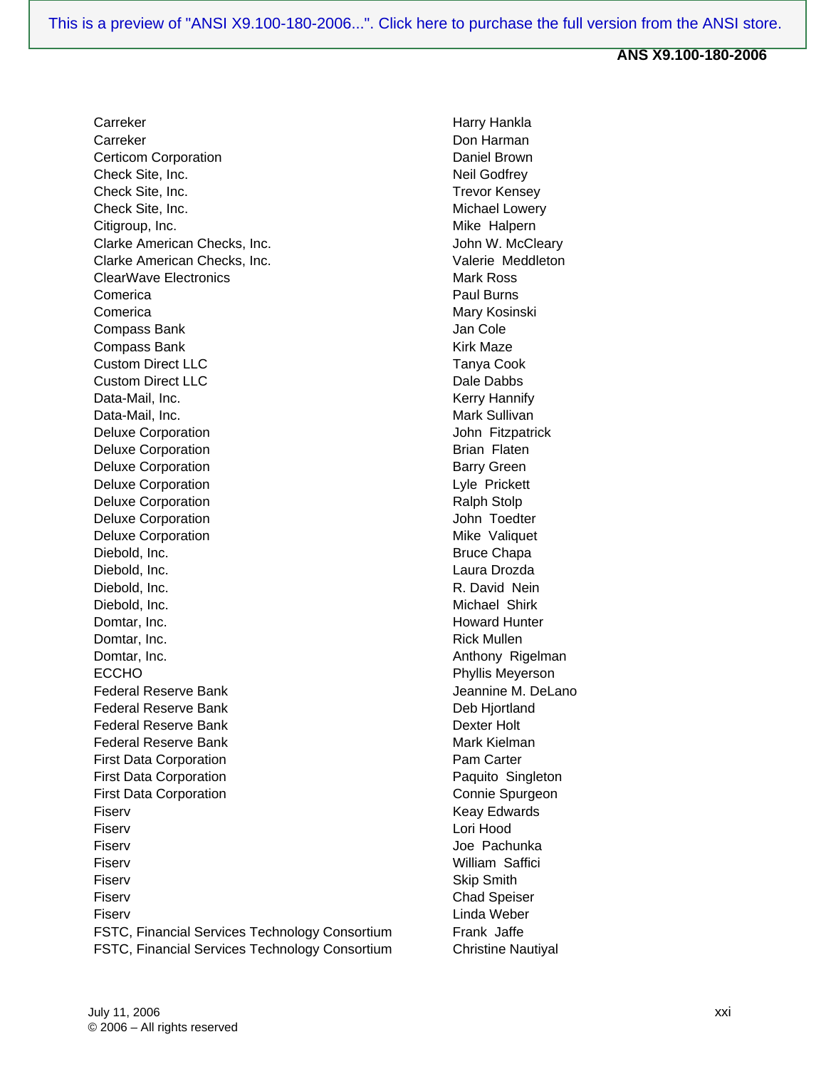| | |
|---|---|
| Carreker | Harry Hankla |
| Carreker | Don Harman |
| Certicom Corporation | Daniel Brown |
| Check Site, Inc. | Neil Godfrey |
| Check Site, Inc. | Trevor Kensey |
| Check Site, Inc. | Michael Lowery |
| Citigroup, Inc. | Mike Halpern |
| Clarke American Checks, Inc. | John W. McCleary |
| Clarke American Checks, Inc. | Valerie Meddleton |
| ClearWave Electronics | Mark Ross |
| Comerica | Paul Burns |
| Comerica | Mary Kosinski |
| Compass Bank | Jan Cole |
| Compass Bank | Kirk Maze |
| Custom Direct LLC | Tanya Cook |
| Custom Direct LLC | Dale Dabbs |
| Data-Mail, Inc. | Kerry Hannify |
| Data-Mail, Inc. | Mark Sullivan |
| Deluxe Corporation | John Fitzpatrick |
| Deluxe Corporation | Brian Flaten |
| Deluxe Corporation | Barry Green |
| Deluxe Corporation | Lyle Prickett |
| Deluxe Corporation | Ralph Stolp |
| Deluxe Corporation | John Toedter |
| Deluxe Corporation | Mike Valiquet |
| Diebold, Inc. | Bruce Chapa |
| Diebold, Inc. | Laura Drozda |
| Diebold, Inc. | R. David Nein |
| Diebold, Inc. | Michael Shirk |
| Domtar, Inc. | Howard Hunter |
| Domtar, Inc. | Rick Mullen |
| Domtar, Inc. | Anthony Rigelman |
| ECCHO | Phyllis Meyerson |
| Federal Reserve Bank | Jeannine M. DeLano |
| Federal Reserve Bank | Deb Hjortland |
| Federal Reserve Bank | Dexter Holt |
| Federal Reserve Bank | Mark Kielman |
| First Data Corporation | Pam Carter |
| First Data Corporation | Paquito Singleton |
| First Data Corporation | Connie Spurgeon |
| Fiserv | Keay Edwards |
| Fiserv | Lori Hood |
| Fiserv | Joe Pachunka |
| Fiserv | William Saffici |
| Fiserv | Skip Smith |
| Fiserv | Chad Speiser |
| Fiserv | Linda Weber |
| FSTC, Financial Services Technology Consortium | Frank Jaffe |
| FSTC, Financial Services Technology Consortium | Christine Nautiyal |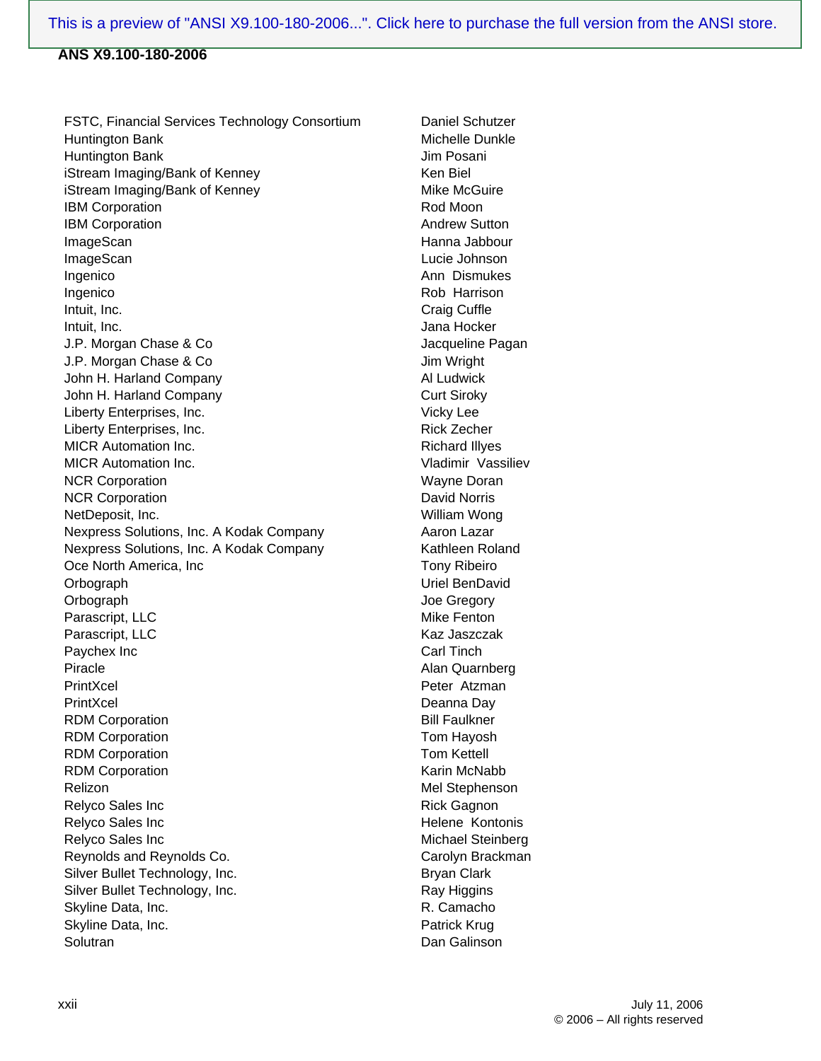| | |
|---|---|
| FSTC, Financial Services Technology Consortium | Daniel Schutzer |
| Huntington Bank | Michelle Dunkle |
| Huntington Bank | Jim Posani |
| iStream Imaging/Bank of Kenney | Ken Biel |
| iStream Imaging/Bank of Kenney | Mike McGuire |
| IBM Corporation | Rod Moon |
| IBM Corporation | Andrew Sutton |
| ImageScan | Hanna Jabbour |
| ImageScan | Lucie Johnson |
| Ingenico | Ann Dismukes |
| Ingenico | Rob Harrison |
| Intuit, Inc. | Craig Cuffle |
| Intuit, Inc. | Jana Hocker |
| J.P. Morgan Chase & Co | Jacqueline Pagan |
| J.P. Morgan Chase & Co | Jim Wright |
| John H. Harland Company | Al Ludwick |
| John H. Harland Company | Curt Siroky |
| Liberty Enterprises, Inc. | Vicky Lee |
| Liberty Enterprises, Inc. | Rick Zecher |
| MICR Automation Inc. | Richard Illyes |
| MICR Automation Inc. | Vladimir Vassiliev |
| NCR Corporation | Wayne Doran |
| NCR Corporation | David Norris |
| NetDeposit, Inc. | William Wong |
| Nexpress Solutions, Inc. A Kodak Company | Aaron Lazar |
| Nexpress Solutions, Inc. A Kodak Company | Kathleen Roland |
| Oce North America, Inc | Tony Ribeiro |
| Orbograph | Uriel BenDavid |
| Orbograph | Joe Gregory |
| Parascript, LLC | Mike Fenton |
| Parascript, LLC | Kaz Jaszczak |
| Paychex Inc | Carl Tinch |
| Piracle | Alan Quarnberg |
| PrintXcel | Peter Atzman |
| PrintXcel | Deanna Day |
| RDM Corporation | Bill Faulkner |
| RDM Corporation | Tom Hayosh |
| RDM Corporation | Tom Kettell |
| RDM Corporation | Karin McNabb |
| Relizon | Mel Stephenson |
| Relyco Sales Inc | Rick Gagnon |
| Relyco Sales Inc | Helene Kontonis |
| Relyco Sales Inc | Michael Steinberg |
| Reynolds and Reynolds Co. | Carolyn Brackman |
| Silver Bullet Technology, Inc. | Bryan Clark |
| Silver Bullet Technology, Inc. | Ray Higgins |
| Skyline Data, Inc. | R. Camacho |
| Skyline Data, Inc. | Patrick Krug |
| Solutran | Dan Galinson |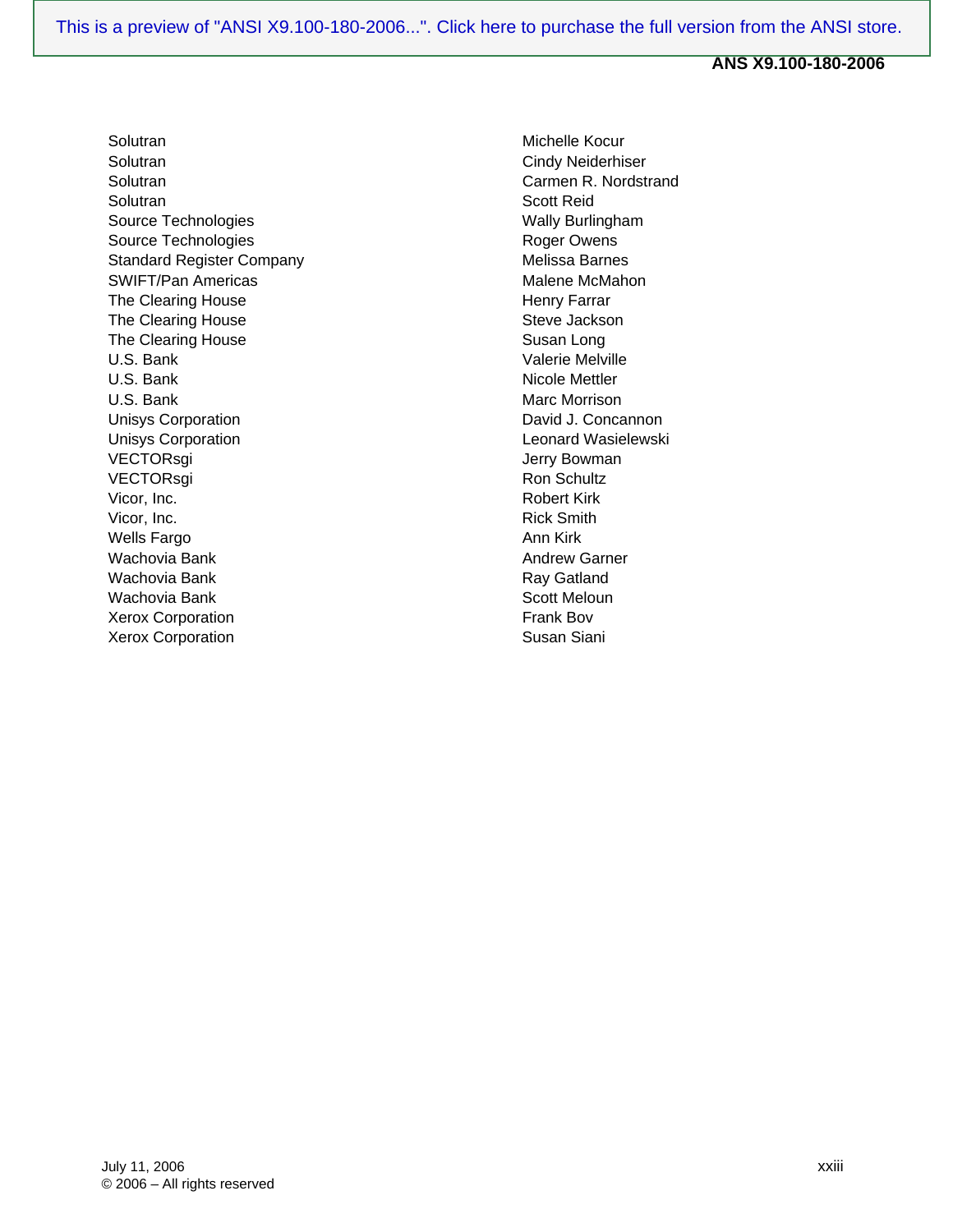| | |
|---|---|
| Solutran | Michelle Kocur |
| Solutran | Cindy Neiderhiser |
| Solutran | Carmen R. Nordstrand |
| Solutran | Scott Reid |
| Source Technologies | Wally Burlingham |
| Source Technologies | Roger Owens |
| Standard Register Company | Melissa Barnes |
| SWIFT/Pan Americas | Malene McMahon |
| The Clearing House | Henry Farrar |
| The Clearing House | Steve Jackson |
| The Clearing House | Susan Long |
| U.S. Bank | Valerie Melville |
| U.S. Bank | Nicole Mettler |
| U.S. Bank | Marc Morrison |
| Unisys Corporation | David J. Concannon |
| Unisys Corporation | Leonard Wasielewski |
| VECTORsgi | Jerry Bowman |
| VECTORsgi | Ron Schultz |
| Vicor, Inc. | Robert Kirk |
| Vicor, Inc. | Rick Smith |
| Wells Fargo | Ann Kirk |
| Wachovia Bank | Andrew Garner |
| Wachovia Bank | Ray Gatland |
| Wachovia Bank | Scott Meloun |
| Xerox Corporation | Frank Bov |
| Xerox Corporation | Susan Siani |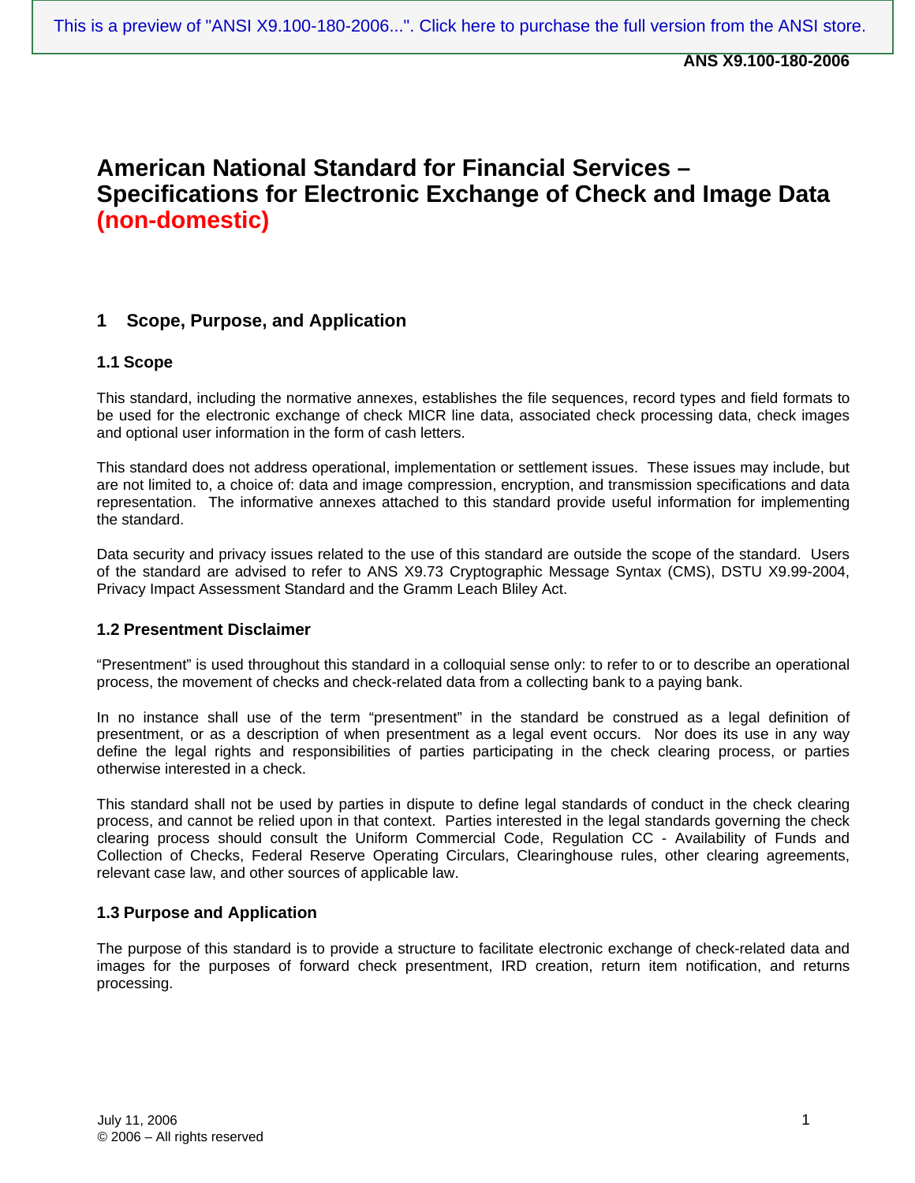# American National Standard for Financial Services – Specifications for Electronic Exchange of Check and Image Data (non-domestic)

## 1 Scope, Purpose, and Application

### 1.1 Scope

This standard, including the normative annexes, establishes the file sequences, record types and field formats to be used for the electronic exchange of check MICR line data, associated check processing data, check images and optional user information in the form of cash letters.

This standard does not address operational, implementation or settlement issues. These issues may include, but are not limited to, a choice of: data and image compression, encryption, and transmission specifications and data representation. The informative annexes attached to this standard provide useful information for implementing the standard.

Data security and privacy issues related to the use of this standard are outside the scope of the standard. Users of the standard are advised to refer to ANS X9.73 Cryptographic Message Syntax (CMS), DSTU X9.99-2004, Privacy Impact Assessment Standard and the Gramm Leach Bliley Act.

### 1.2 Presentment Disclaimer

"Presentment" is used throughout this standard in a colloquial sense only: to refer to or to describe an operational process, the movement of checks and check-related data from a collecting bank to a paying bank.

In no instance shall use of the term "presentment" in the standard be construed as a legal definition of presentment, or as a description of when presentment as a legal event occurs. Nor does its use in any way define the legal rights and responsibilities of parties participating in the check clearing process, or parties otherwise interested in a check.

This standard shall not be used by parties in dispute to define legal standards of conduct in the check clearing process, and cannot be relied upon in that context. Parties interested in the legal standards governing the check clearing process should consult the Uniform Commercial Code, Regulation CC - Availability of Funds and Collection of Checks, Federal Reserve Operating Circulars, Clearinghouse rules, other clearing agreements, relevant case law, and other sources of applicable law.

### 1.3 Purpose and Application

The purpose of this standard is to provide a structure to facilitate electronic exchange of check-related data and images for the purposes of forward check presentment, IRD creation, return item notification, and returns processing.